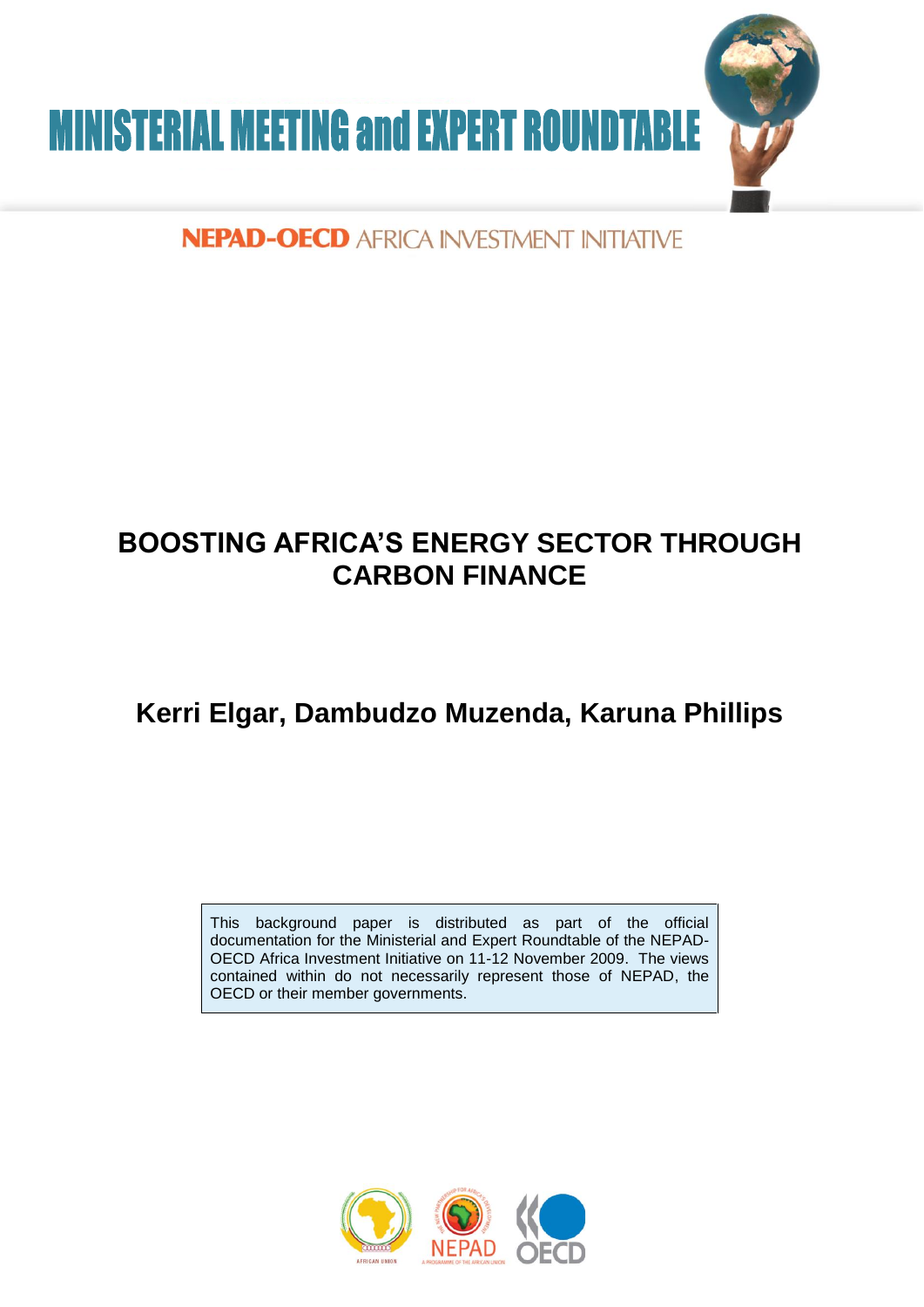# MINISTERIAL MEETING and EXPERT ROUNDTABLE

NEPAD-OECD AFRICA INVESTMENT INITIATIVE

# BOOSTING AFRICA'S ENERGY SECTOR THROUGH CARBON FINANCE

## Kerri Elgar, Dambudzo Muzenda, Karuna Phillips

This background paper is distributed as part of the official documentation for the Ministerial and Expert Roundtable of the NEPAD-OECD Africa Investment Initiative on 11-12 November 2009. The views contained within do not necessarily represent those of NEPAD, the OECD or their member governments.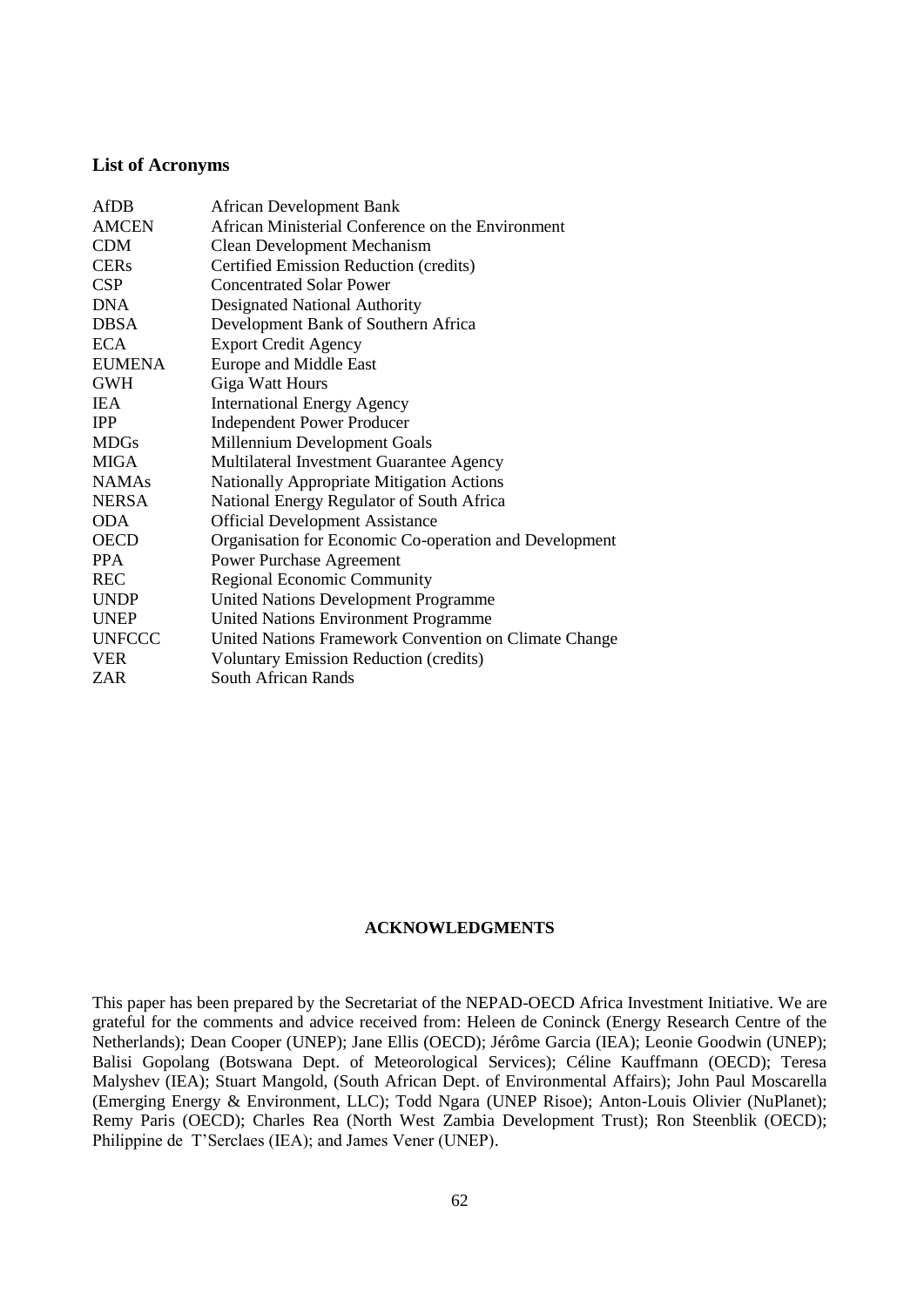## List of Acronyms

| | |
|---|---|
| AfDB | African Development Bank |
| AMCEN | African Ministerial Conference on the Environment |
| CDM | Clean Development Mechanism |
| CERs | Certified Emission Reduction (credits) |
| CSP | Concentrated Solar Power |
| DNA | Designated National Authority |
| DBSA | Development Bank of Southern Africa |
| ECA | Export Credit Agency |
| EUMENA | Europe and Middle East |
| GWH | Giga Watt Hours |
| IEA | International Energy Agency |
| IPP | Independent Power Producer |
| MDGs | Millennium Development Goals |
| MIGA | Multilateral Investment Guarantee Agency |
| NAMAs | Nationally Appropriate Mitigation Actions |
| NERSA | National Energy Regulator of South Africa |
| ODA | Official Development Assistance |
| OECD | Organisation for Economic Co-operation and Development |
| PPA | Power Purchase Agreement |
| REC | Regional Economic Community |
| UNDP | United Nations Development Programme |
| UNEP | United Nations Environment Programme |
| UNFCCC | United Nations Framework Convention on Climate Change |
| VER | Voluntary Emission Reduction (credits) |
| ZAR | South African Rands |

## ACKNOWLEDGMENTS

This paper has been prepared by the Secretariat of the NEPAD-OECD Africa Investment Initiative. We are grateful for the comments and advice received from: Heleen de Coninck (Energy Research Centre of the Netherlands); Dean Cooper (UNEP); Jane Ellis (OECD); Jérôme Garcia (IEA); Leonie Goodwin (UNEP); Balisi Gopolang (Botswana Dept. of Meteorological Services); Céline Kauffmann (OECD); Teresa Malyshev (IEA); Stuart Mangold, (South African Dept. of Environmental Affairs); John Paul Moscarella (Emerging Energy & Environment, LLC); Todd Ngara (UNEP Risoe); Anton-Louis Olivier (NuPlanet); Remy Paris (OECD); Charles Rea (North West Zambia Development Trust); Ron Steenblik (OECD); Philippine de T'Serclaes (IEA); and James Vener (UNEP).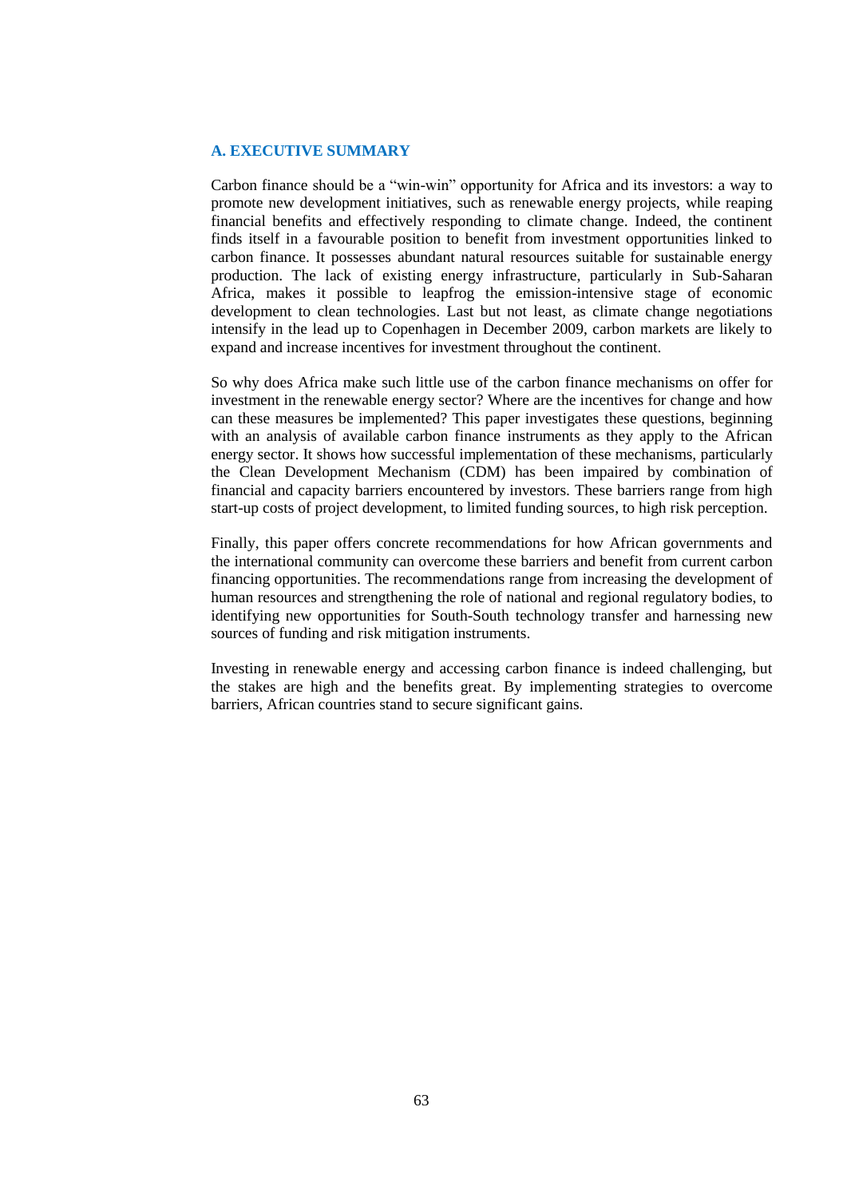## A. EXECUTIVE SUMMARY

Carbon finance should be a "win-win" opportunity for Africa and its investors: a way to promote new development initiatives, such as renewable energy projects, while reaping financial benefits and effectively responding to climate change. Indeed, the continent finds itself in a favourable position to benefit from investment opportunities linked to carbon finance. It possesses abundant natural resources suitable for sustainable energy production. The lack of existing energy infrastructure, particularly in Sub-Saharan Africa, makes it possible to leapfrog the emission-intensive stage of economic development to clean technologies. Last but not least, as climate change negotiations intensify in the lead up to Copenhagen in December 2009, carbon markets are likely to expand and increase incentives for investment throughout the continent.

So why does Africa make such little use of the carbon finance mechanisms on offer for investment in the renewable energy sector? Where are the incentives for change and how can these measures be implemented? This paper investigates these questions, beginning with an analysis of available carbon finance instruments as they apply to the African energy sector. It shows how successful implementation of these mechanisms, particularly the Clean Development Mechanism (CDM) has been impaired by combination of financial and capacity barriers encountered by investors. These barriers range from high start-up costs of project development, to limited funding sources, to high risk perception.

Finally, this paper offers concrete recommendations for how African governments and the international community can overcome these barriers and benefit from current carbon financing opportunities. The recommendations range from increasing the development of human resources and strengthening the role of national and regional regulatory bodies, to identifying new opportunities for South-South technology transfer and harnessing new sources of funding and risk mitigation instruments.

Investing in renewable energy and accessing carbon finance is indeed challenging, but the stakes are high and the benefits great. By implementing strategies to overcome barriers, African countries stand to secure significant gains.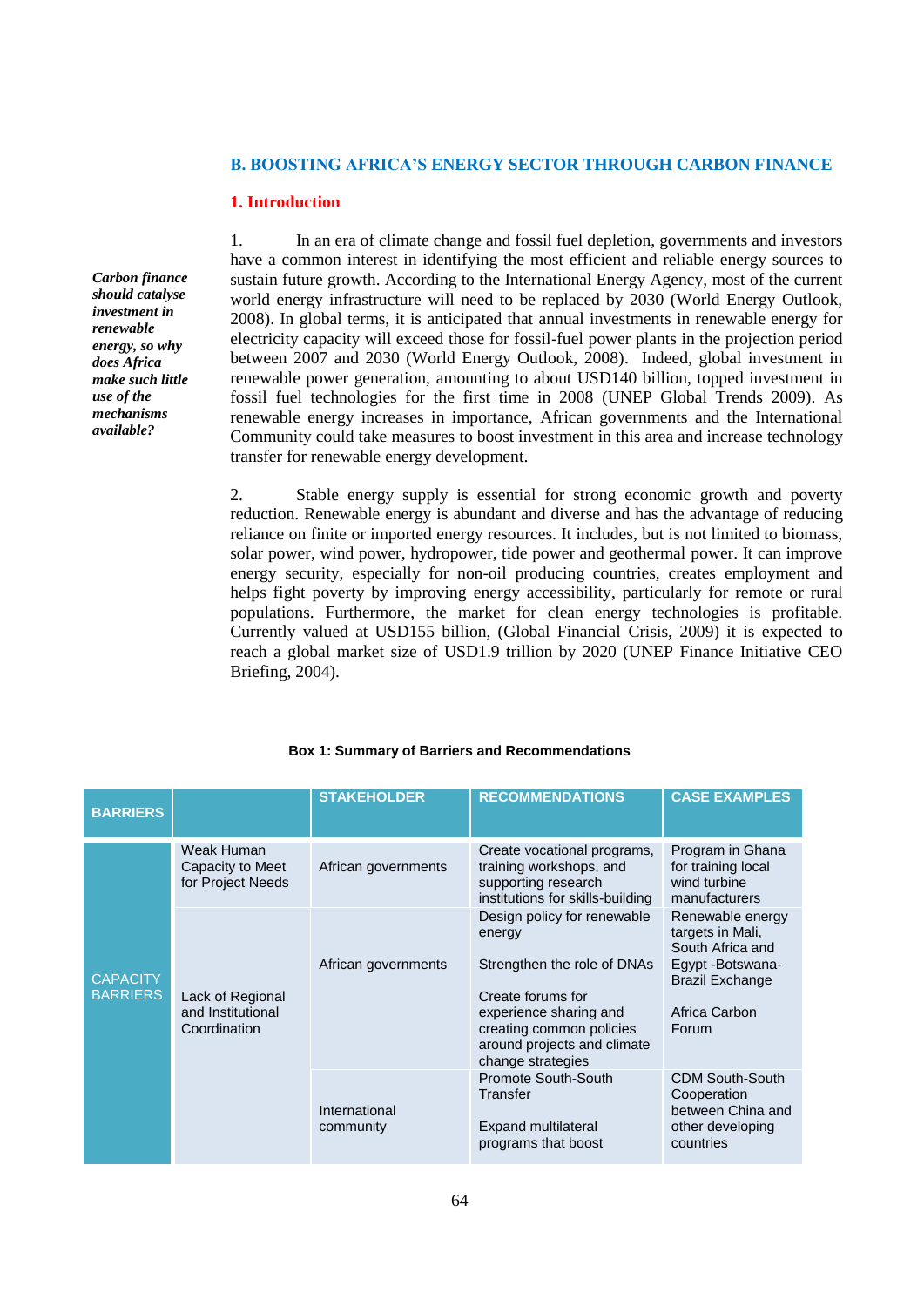## B. BOOSTING AFRICA'S ENERGY SECTOR THROUGH CARBON FINANCE

### 1. Introduction

***Carbon finance should catalyse investment in renewable energy, so why does Africa make such little use of the mechanisms available?***

1. In an era of climate change and fossil fuel depletion, governments and investors have a common interest in identifying the most efficient and reliable energy sources to sustain future growth. According to the International Energy Agency, most of the current world energy infrastructure will need to be replaced by 2030 (World Energy Outlook, 2008). In global terms, it is anticipated that annual investments in renewable energy for electricity capacity will exceed those for fossil-fuel power plants in the projection period between 2007 and 2030 (World Energy Outlook, 2008). Indeed, global investment in renewable power generation, amounting to about USD140 billion, topped investment in fossil fuel technologies for the first time in 2008 (UNEP Global Trends 2009). As renewable energy increases in importance, African governments and the International Community could take measures to boost investment in this area and increase technology transfer for renewable energy development.

2. Stable energy supply is essential for strong economic growth and poverty reduction. Renewable energy is abundant and diverse and has the advantage of reducing reliance on finite or imported energy resources. It includes, but is not limited to biomass, solar power, wind power, hydropower, tide power and geothermal power. It can improve energy security, especially for non-oil producing countries, creates employment and helps fight poverty by improving energy accessibility, particularly for remote or rural populations. Furthermore, the market for clean energy technologies is profitable. Currently valued at USD155 billion, (Global Financial Crisis, 2009) it is expected to reach a global market size of USD1.9 trillion by 2020 (UNEP Finance Initiative CEO Briefing, 2004).

**Box 1: Summary of Barriers and Recommendations**

| BARRIERS | | STAKEHOLDER | RECOMMENDATIONS | CASE EXAMPLES |
|---|---|---|---|---|
| CAPACITY BARRIERS | Weak Human Capacity to Meet for Project Needs | African governments | Create vocational programs, training workshops, and supporting research institutions for skills-building | Program in Ghana for training local wind turbine manufacturers |
| | Lack of Regional and Institutional Coordination | African governments | Design policy for renewable energy<br><br>Strengthen the role of DNAs<br><br>Create forums for experience sharing and creating common policies around projects and climate change strategies | Renewable energy targets in Mali, South Africa and Egypt -Botswana-Brazil Exchange<br><br>Africa Carbon Forum |
| | | International community | Promote South-South Transfer<br><br>Expand multilateral programs that boost | CDM South-South Cooperation between China and other developing countries |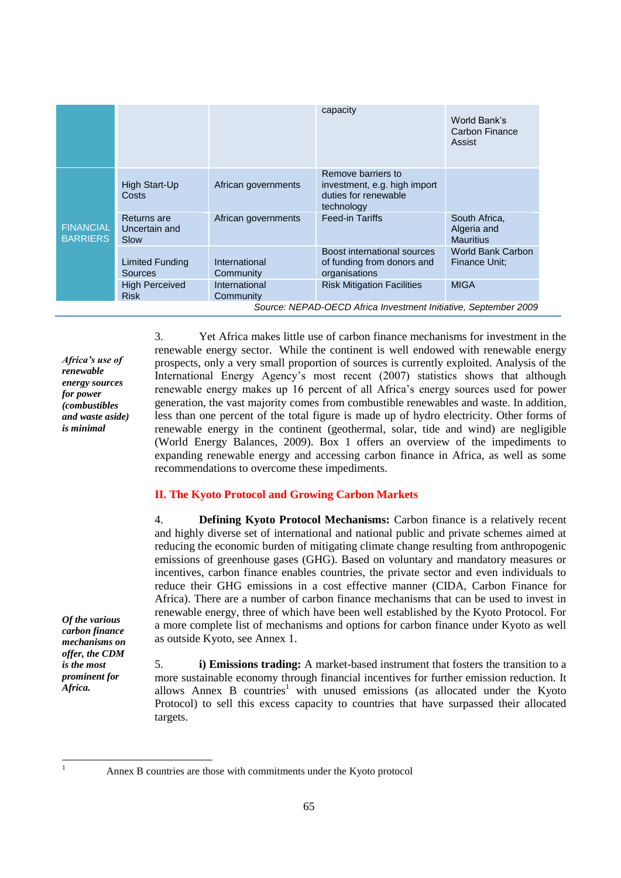| | | | capacity | World Bank's Carbon Finance Assist |
|---|---|---|---|---|
| FINANCIAL BARRIERS | High Start-Up Costs | African governments | Remove barriers to investment, e.g. high import duties for renewable technology | |
| | Returns are Uncertain and Slow | African governments | Feed-in Tariffs | South Africa, Algeria and Mauritius |
| | Limited Funding Sources | International Community | Boost international sources of funding from donors and organisations | World Bank Carbon Finance Unit; |
| | High Perceived Risk | International Community | Risk Mitigation Facilities | MIGA |

*Source: NEPAD-OECD Africa Investment Initiative, September 2009*

*Africa's use of renewable energy sources for power (combustibles and waste aside) is minimal*

3. Yet Africa makes little use of carbon finance mechanisms for investment in the renewable energy sector. While the continent is well endowed with renewable energy prospects, only a very small proportion of sources is currently exploited. Analysis of the International Energy Agency's most recent (2007) statistics shows that although renewable energy makes up 16 percent of all Africa's energy sources used for power generation, the vast majority comes from combustible renewables and waste. In addition, less than one percent of the total figure is made up of hydro electricity. Other forms of renewable energy in the continent (geothermal, solar, tide and wind) are negligible (World Energy Balances, 2009). Box 1 offers an overview of the impediments to expanding renewable energy and accessing carbon finance in Africa, as well as some recommendations to overcome these impediments.

## II. The Kyoto Protocol and Growing Carbon Markets

4. **Defining Kyoto Protocol Mechanisms:** Carbon finance is a relatively recent and highly diverse set of international and national public and private schemes aimed at reducing the economic burden of mitigating climate change resulting from anthropogenic emissions of greenhouse gases (GHG). Based on voluntary and mandatory measures or incentives, carbon finance enables countries, the private sector and even individuals to reduce their GHG emissions in a cost effective manner (CIDA, Carbon Finance for Africa). There are a number of carbon finance mechanisms that can be used to invest in renewable energy, three of which have been well established by the Kyoto Protocol. For a more complete list of mechanisms and options for carbon finance under Kyoto as well as outside Kyoto, see Annex 1.

*Of the various carbon finance mechanisms on offer, the CDM is the most prominent for Africa.*

5. **i) Emissions trading:** A market-based instrument that fosters the transition to a more sustainable economy through financial incentives for further emission reduction. It allows Annex B countries[1] with unused emissions (as allocated under the Kyoto Protocol) to sell this excess capacity to countries that have surpassed their allocated targets.

[1] Annex B countries are those with commitments under the Kyoto protocol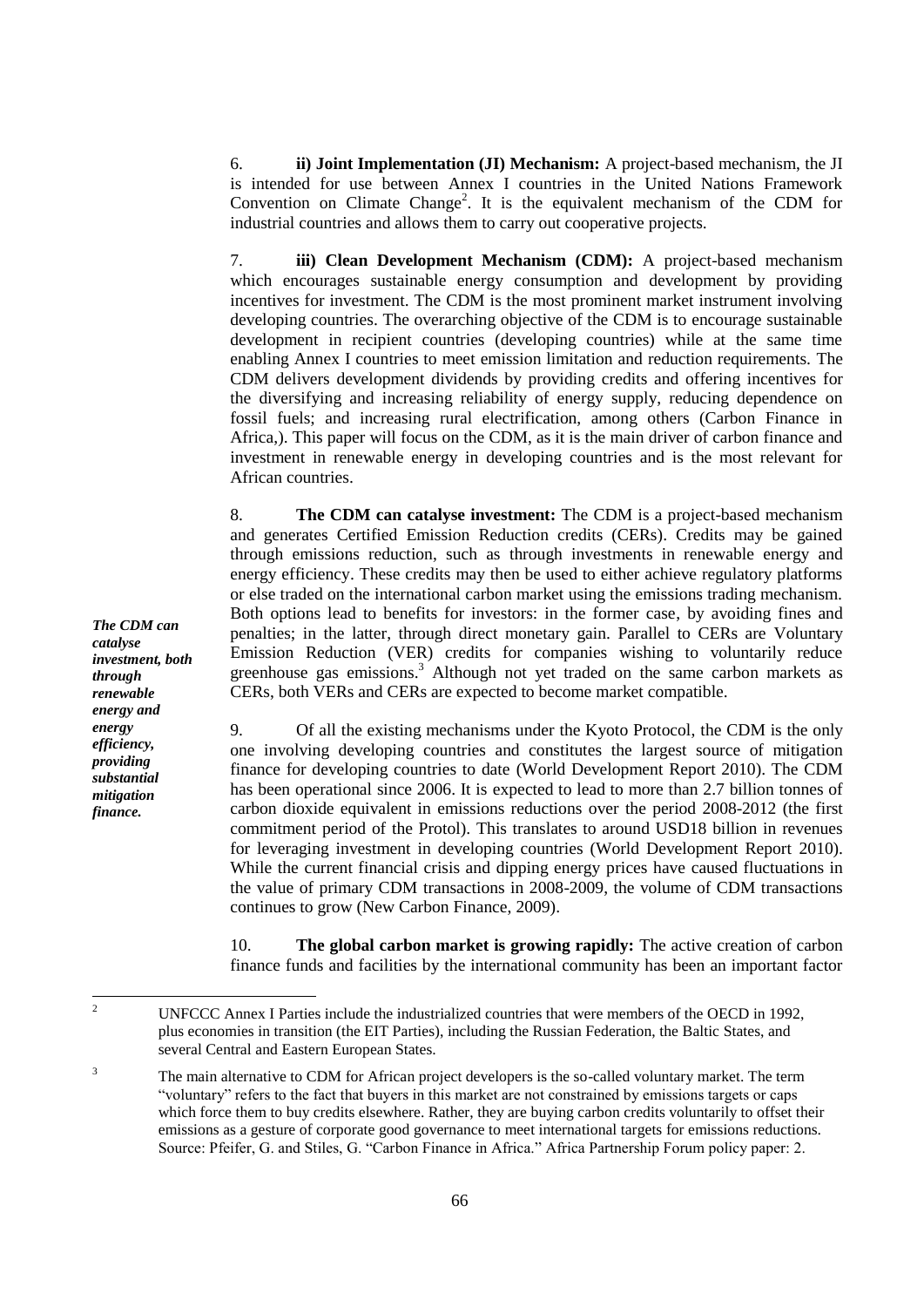6. **ii) Joint Implementation (JI) Mechanism:** A project-based mechanism, the JI is intended for use between Annex I countries in the United Nations Framework Convention on Climate Change[2]. It is the equivalent mechanism of the CDM for industrial countries and allows them to carry out cooperative projects.

7. **iii) Clean Development Mechanism (CDM):** A project-based mechanism which encourages sustainable energy consumption and development by providing incentives for investment. The CDM is the most prominent market instrument involving developing countries. The overarching objective of the CDM is to encourage sustainable development in recipient countries (developing countries) while at the same time enabling Annex I countries to meet emission limitation and reduction requirements. The CDM delivers development dividends by providing credits and offering incentives for the diversifying and increasing reliability of energy supply, reducing dependence on fossil fuels; and increasing rural electrification, among others (Carbon Finance in Africa,). This paper will focus on the CDM, as it is the main driver of carbon finance and investment in renewable energy in developing countries and is the most relevant for African countries.

*The CDM can catalyse investment, both through renewable energy and energy efficiency, providing substantial mitigation finance.*

8. **The CDM can catalyse investment:** The CDM is a project-based mechanism and generates Certified Emission Reduction credits (CERs). Credits may be gained through emissions reduction, such as through investments in renewable energy and energy efficiency. These credits may then be used to either achieve regulatory platforms or else traded on the international carbon market using the emissions trading mechanism. Both options lead to benefits for investors: in the former case, by avoiding fines and penalties; in the latter, through direct monetary gain. Parallel to CERs are Voluntary Emission Reduction (VER) credits for companies wishing to voluntarily reduce greenhouse gas emissions.[3] Although not yet traded on the same carbon markets as CERs, both VERs and CERs are expected to become market compatible.

9. Of all the existing mechanisms under the Kyoto Protocol, the CDM is the only one involving developing countries and constitutes the largest source of mitigation finance for developing countries to date (World Development Report 2010). The CDM has been operational since 2006. It is expected to lead to more than 2.7 billion tonnes of carbon dioxide equivalent in emissions reductions over the period 2008-2012 (the first commitment period of the Protol). This translates to around USD18 billion in revenues for leveraging investment in developing countries (World Development Report 2010). While the current financial crisis and dipping energy prices have caused fluctuations in the value of primary CDM transactions in 2008-2009, the volume of CDM transactions continues to grow (New Carbon Finance, 2009).

10. **The global carbon market is growing rapidly:** The active creation of carbon finance funds and facilities by the international community has been an important factor

---

[2] UNFCCC Annex I Parties include the industrialized countries that were members of the OECD in 1992, plus economies in transition (the EIT Parties), including the Russian Federation, the Baltic States, and several Central and Eastern European States.

[3] The main alternative to CDM for African project developers is the so-called voluntary market. The term "voluntary" refers to the fact that buyers in this market are not constrained by emissions targets or caps which force them to buy credits elsewhere. Rather, they are buying carbon credits voluntarily to offset their emissions as a gesture of corporate good governance to meet international targets for emissions reductions. Source: Pfeifer, G. and Stiles, G. "Carbon Finance in Africa." Africa Partnership Forum policy paper: 2.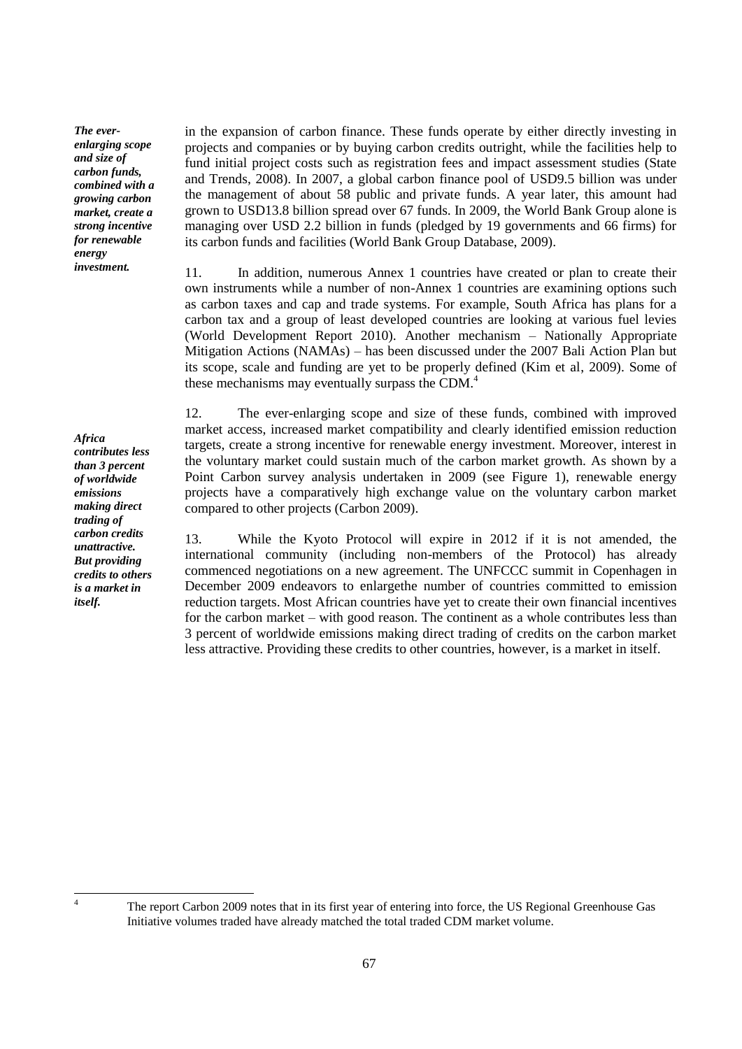***The ever-enlarging scope and size of carbon funds, combined with a growing carbon market, create a strong incentive for renewable energy investment.***

in the expansion of carbon finance. These funds operate by either directly investing in projects and companies or by buying carbon credits outright, while the facilities help to fund initial project costs such as registration fees and impact assessment studies (State and Trends, 2008). In 2007, a global carbon finance pool of USD9.5 billion was under the management of about 58 public and private funds. A year later, this amount had grown to USD13.8 billion spread over 67 funds. In 2009, the World Bank Group alone is managing over USD 2.2 billion in funds (pledged by 19 governments and 66 firms) for its carbon funds and facilities (World Bank Group Database, 2009).

11. In addition, numerous Annex 1 countries have created or plan to create their own instruments while a number of non-Annex 1 countries are examining options such as carbon taxes and cap and trade systems. For example, South Africa has plans for a carbon tax and a group of least developed countries are looking at various fuel levies (World Development Report 2010). Another mechanism – Nationally Appropriate Mitigation Actions (NAMAs) – has been discussed under the 2007 Bali Action Plan but its scope, scale and funding are yet to be properly defined (Kim et al, 2009). Some of these mechanisms may eventually surpass the CDM.[4]

***Africa contributes less than 3 percent of worldwide emissions making direct trading of carbon credits unattractive. But providing credits to others is a market in itself.***

12. The ever-enlarging scope and size of these funds, combined with improved market access, increased market compatibility and clearly identified emission reduction targets, create a strong incentive for renewable energy investment. Moreover, interest in the voluntary market could sustain much of the carbon market growth. As shown by a Point Carbon survey analysis undertaken in 2009 (see Figure 1), renewable energy projects have a comparatively high exchange value on the voluntary carbon market compared to other projects (Carbon 2009).

13. While the Kyoto Protocol will expire in 2012 if it is not amended, the international community (including non-members of the Protocol) has already commenced negotiations on a new agreement. The UNFCCC summit in Copenhagen in December 2009 endeavors to enlargethe number of countries committed to emission reduction targets. Most African countries have yet to create their own financial incentives for the carbon market – with good reason. The continent as a whole contributes less than 3 percent of worldwide emissions making direct trading of credits on the carbon market less attractive. Providing these credits to other countries, however, is a market in itself.

---

[4] The report Carbon 2009 notes that in its first year of entering into force, the US Regional Greenhouse Gas Initiative volumes traded have already matched the total traded CDM market volume.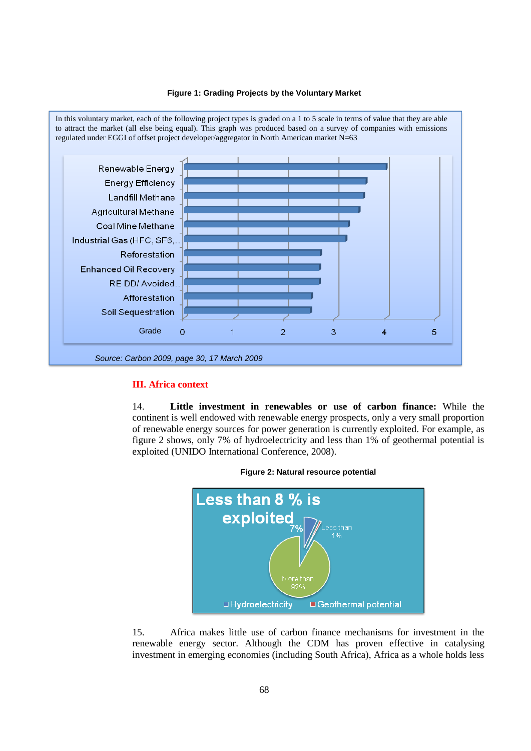**Figure 1: Grading Projects by the Voluntary Market**

In this voluntary market, each of the following project types is graded on a 1 to 5 scale in terms of value that they are able to attract the market (all else being equal). This graph was produced based on a survey of companies with emissions regulated under EGGI of offset project developer/aggregator in North American market N=63

Renewable Energy
Energy Efficiency
Landfill Methane
Agricultural Methane
Coal Mine Methane
Industrial Gas (HFC, SF6,..
Reforestation
Enhanced Oil Recovery
RE DD/ Avoided..
Afforestation
Soil Sequestration

Grade 0 1 2 3 4 5

*Source: Carbon 2009, page 30, 17 March 2009*

## III. Africa context

14. **Little investment in renewables or use of carbon finance:** While the continent is well endowed with renewable energy prospects, only a very small proportion of renewable energy sources for power generation is currently exploited. For example, as figure 2 shows, only 7% of hydroelectricity and less than 1% of geothermal potential is exploited (UNIDO International Conference, 2008).

**Figure 2: Natural resource potential**

Less than 8 % is exploited

7%

Less than 1%

More than 92%

Hydroelectricity Geothermal potential

15. Africa makes little use of carbon finance mechanisms for investment in the renewable energy sector. Although the CDM has proven effective in catalysing investment in emerging economies (including South Africa), Africa as a whole holds less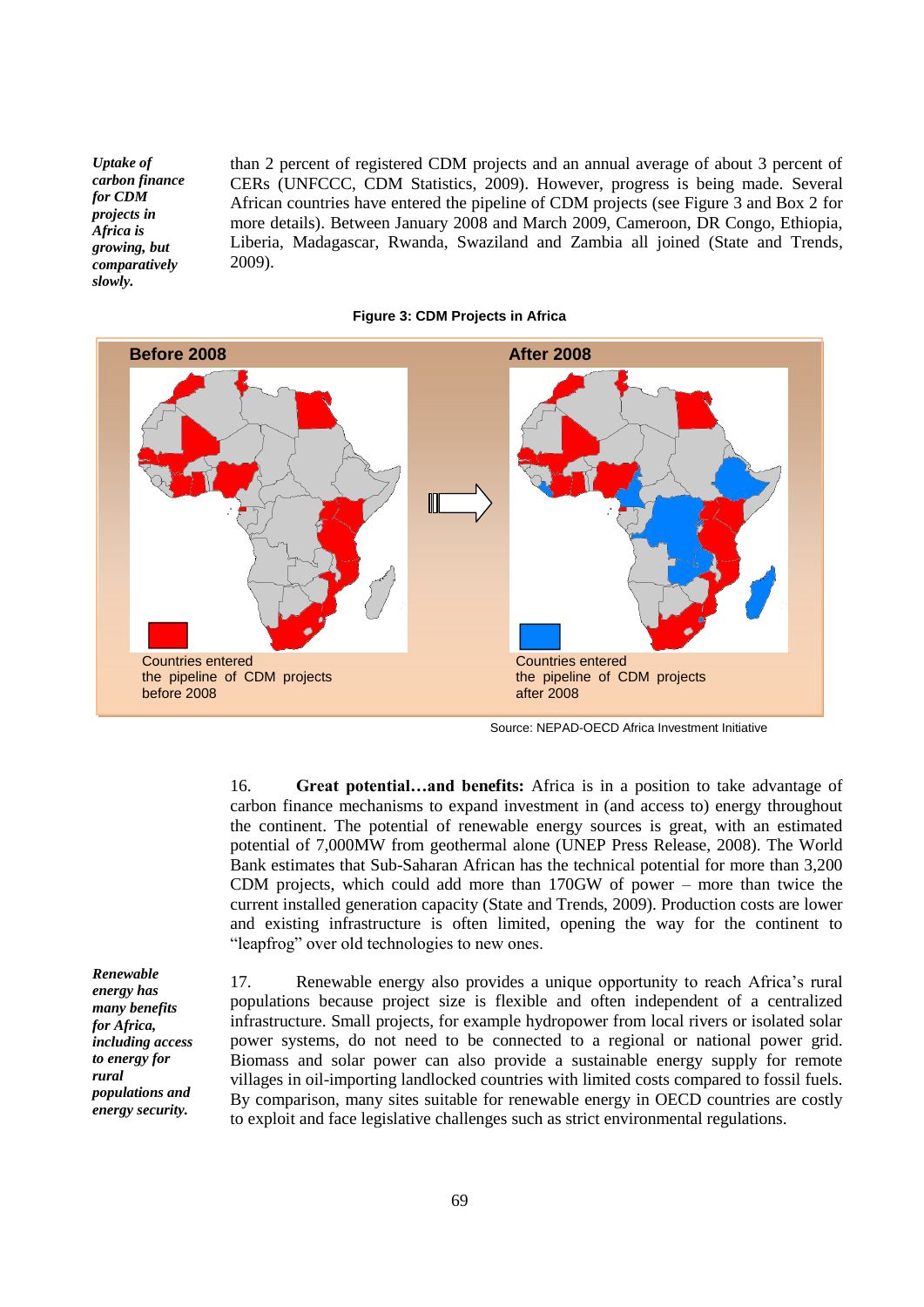*Uptake of carbon finance for CDM projects in Africa is growing, but comparatively slowly.*

than 2 percent of registered CDM projects and an annual average of about 3 percent of CERs (UNFCCC, CDM Statistics, 2009). However, progress is being made. Several African countries have entered the pipeline of CDM projects (see Figure 3 and Box 2 for more details). Between January 2008 and March 2009, Cameroon, DR Congo, Ethiopia, Liberia, Madagascar, Rwanda, Swaziland and Zambia all joined (State and Trends, 2009).

**Figure 3: CDM Projects in Africa**

Before 2008

Countries entered the pipeline of CDM projects before 2008

After 2008

Countries entered the pipeline of CDM projects after 2008

Source: NEPAD-OECD Africa Investment Initiative

16. **Great potential…and benefits:** Africa is in a position to take advantage of carbon finance mechanisms to expand investment in (and access to) energy throughout the continent. The potential of renewable energy sources is great, with an estimated potential of 7,000MW from geothermal alone (UNEP Press Release, 2008). The World Bank estimates that Sub-Saharan African has the technical potential for more than 3,200 CDM projects, which could add more than 170GW of power – more than twice the current installed generation capacity (State and Trends, 2009). Production costs are lower and existing infrastructure is often limited, opening the way for the continent to "leapfrog" over old technologies to new ones.

*Renewable energy has many benefits for Africa, including access to energy for rural populations and energy security.*

17. Renewable energy also provides a unique opportunity to reach Africa's rural populations because project size is flexible and often independent of a centralized infrastructure. Small projects, for example hydropower from local rivers or isolated solar power systems, do not need to be connected to a regional or national power grid. Biomass and solar power can also provide a sustainable energy supply for remote villages in oil-importing landlocked countries with limited costs compared to fossil fuels. By comparison, many sites suitable for renewable energy in OECD countries are costly to exploit and face legislative challenges such as strict environmental regulations.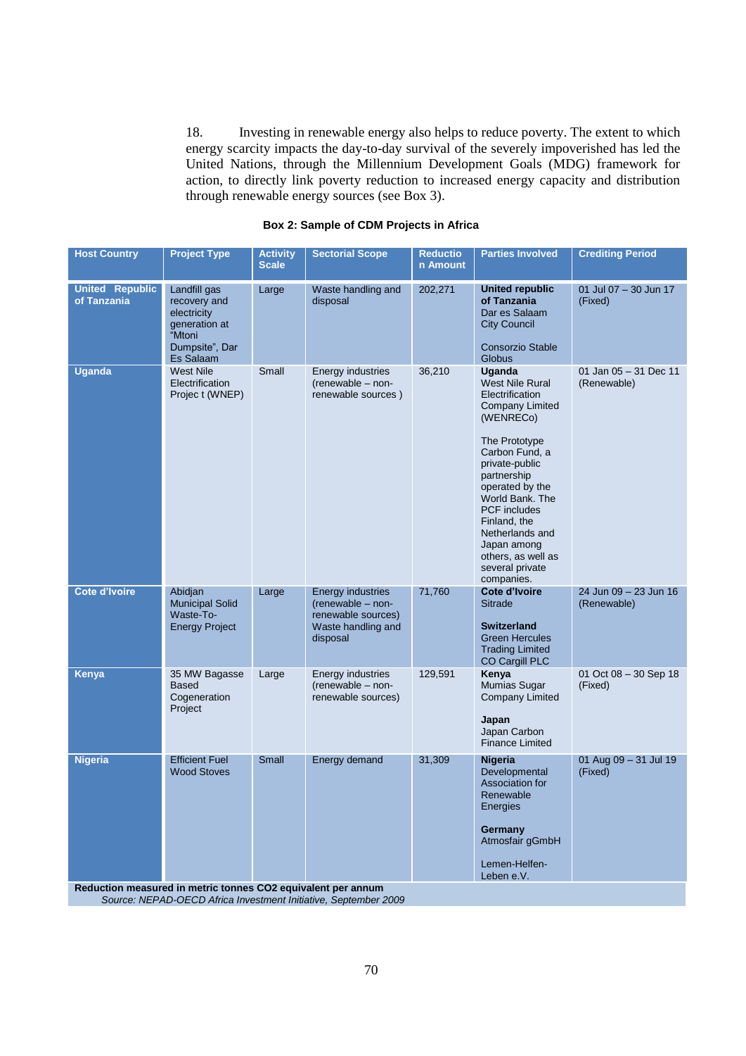18. Investing in renewable energy also helps to reduce poverty. The extent to which energy scarcity impacts the day-to-day survival of the severely impoverished has led the United Nations, through the Millennium Development Goals (MDG) framework for action, to directly link poverty reduction to increased energy capacity and distribution through renewable energy sources (see Box 3).

**Box 2: Sample of CDM Projects in Africa**

| Host Country | Project Type | Activity Scale | Sectorial Scope | Reduction Amount | Parties Involved | Crediting Period |
|---|---|---|---|---|---|---|
| **United Republic of Tanzania** | Landfill gas recovery and electricity generation at "Mtoni Dumpsite", Dar Es Salaam | Large | Waste handling and disposal | 202,271 | **United republic of Tanzania** Dar es Salaam City Council<br><br>Consorzio Stable Globus | 01 Jul 07 – 30 Jun 17 (Fixed) |
| **Uganda** | West Nile Electrification Projec t (WNEP) | Small | Energy industries (renewable – non-renewable sources ) | 36,210 | **Uganda** West Nile Rural Electrification Company Limited (WENRECo)<br><br>The Prototype Carbon Fund, a private-public partnership operated by the World Bank. The PCF includes Finland, the Netherlands and Japan among others, as well as several private companies. | 01 Jan 05 – 31 Dec 11 (Renewable) |
| **Cote d'Ivoire** | Abidjan Municipal Solid Waste-To-Energy Project | Large | Energy industries (renewable – non-renewable sources) Waste handling and disposal | 71,760 | **Cote d'Ivoire** Sitrade<br><br>**Switzerland** Green Hercules Trading Limited CO Cargill PLC | 24 Jun 09 – 23 Jun 16 (Renewable) |
| **Kenya** | 35 MW Bagasse Based Cogeneration Project | Large | Energy industries (renewable – non-renewable sources) | 129,591 | **Kenya** Mumias Sugar Company Limited<br><br>**Japan** Japan Carbon Finance Limited | 01 Oct 08 – 30 Sep 18 (Fixed) |
| **Nigeria** | Efficient Fuel Wood Stoves | Small | Energy demand | 31,309 | **Nigeria** Developmental Association for Renewable Energies<br><br>**Germany** Atmosfair gGmbH<br><br>Lemen-Helfen-Leben e.V. | 01 Aug 09 – 31 Jul 19 (Fixed) |

**Reduction measured in metric tonnes $CO_2$ equivalent per annum**

*Source: NEPAD-OECD Africa Investment Initiative, September 2009*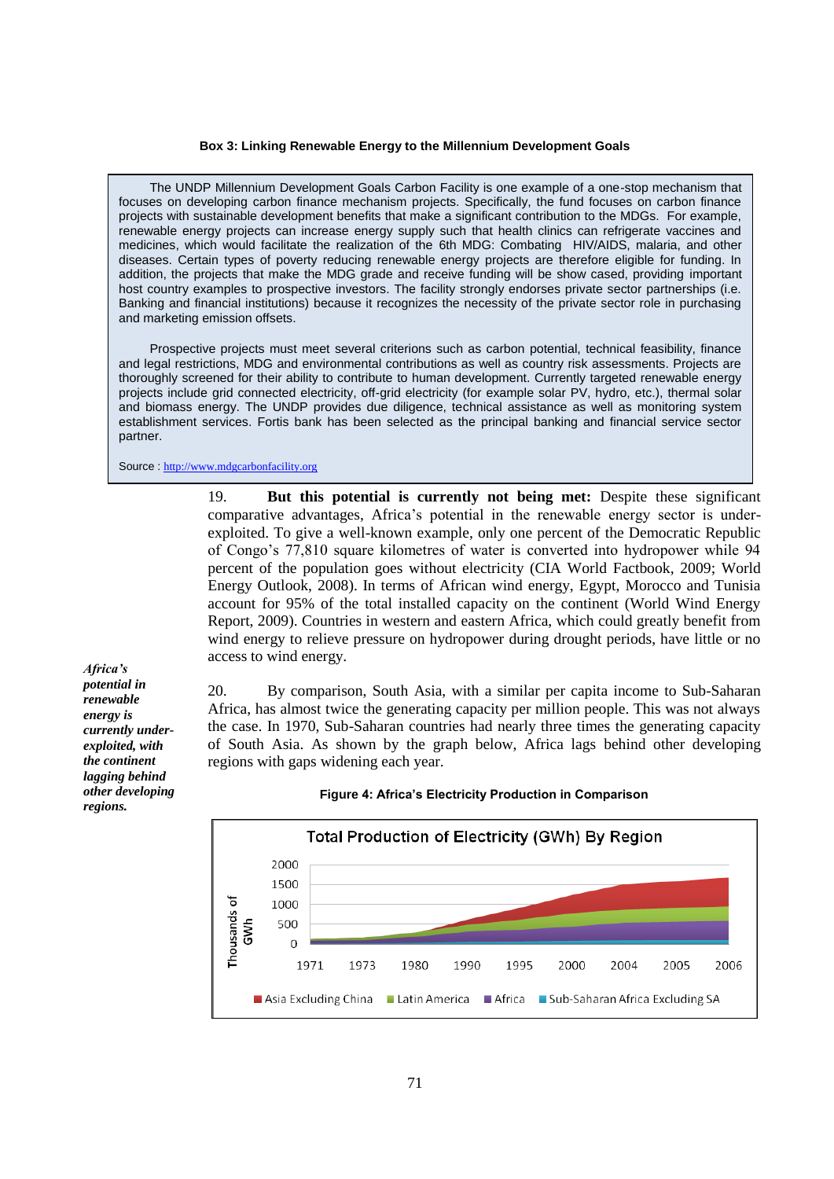**Box 3: Linking Renewable Energy to the Millennium Development Goals**

> The UNDP Millennium Development Goals Carbon Facility is one example of a one-stop mechanism that focuses on developing carbon finance mechanism projects. Specifically, the fund focuses on carbon finance projects with sustainable development benefits that make a significant contribution to the MDGs. For example, renewable energy projects can increase energy supply such that health clinics can refrigerate vaccines and medicines, which would facilitate the realization of the 6th MDG: Combating HIV/AIDS, malaria, and other diseases. Certain types of poverty reducing renewable energy projects are therefore eligible for funding. In addition, the projects that make the MDG grade and receive funding will be show cased, providing important host country examples to prospective investors. The facility strongly endorses private sector partnerships (i.e. Banking and financial institutions) because it recognizes the necessity of the private sector role in purchasing and marketing emission offsets.
>
> Prospective projects must meet several criterions such as carbon potential, technical feasibility, finance and legal restrictions, MDG and environmental contributions as well as country risk assessments. Projects are thoroughly screened for their ability to contribute to human development. Currently targeted renewable energy projects include grid connected electricity, off-grid electricity (for example solar PV, hydro, etc.), thermal solar and biomass energy. The UNDP provides due diligence, technical assistance as well as monitoring system establishment services. Fortis bank has been selected as the principal banking and financial service sector partner.
>
> Source : http://www.mdgcarbonfacility.org

19. **But this potential is currently not being met:** Despite these significant comparative advantages, Africa's potential in the renewable energy sector is under-exploited. To give a well-known example, only one percent of the Democratic Republic of Congo's 77,810 square kilometres of water is converted into hydropower while 94 percent of the population goes without electricity (CIA World Factbook, 2009; World Energy Outlook, 2008). In terms of African wind energy, Egypt, Morocco and Tunisia account for 95% of the total installed capacity on the continent (World Wind Energy Report, 2009). Countries in western and eastern Africa, which could greatly benefit from wind energy to relieve pressure on hydropower during drought periods, have little or no access to wind energy.

*Africa's potential in renewable energy is currently under-exploited, with the continent lagging behind other developing regions.*

20. By comparison, South Asia, with a similar per capita income to Sub-Saharan Africa, has almost twice the generating capacity per million people. This was not always the case. In 1970, Sub-Saharan countries had nearly three times the generating capacity of South Asia. As shown by the graph below, Africa lags behind other developing regions with gaps widening each year.

**Figure 4: Africa's Electricity Production in Comparison**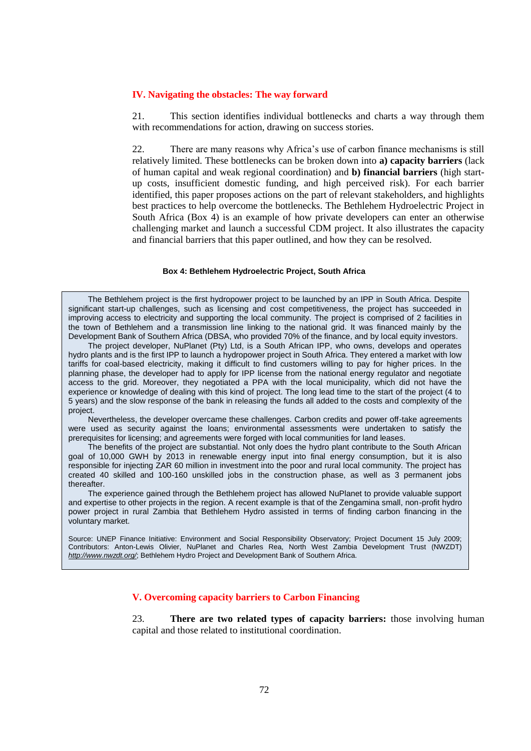## IV. Navigating the obstacles: The way forward

21. This section identifies individual bottlenecks and charts a way through them with recommendations for action, drawing on success stories.

22. There are many reasons why Africa's use of carbon finance mechanisms is still relatively limited. These bottlenecks can be broken down into **a) capacity barriers** (lack of human capital and weak regional coordination) and **b) financial barriers** (high start-up costs, insufficient domestic funding, and high perceived risk). For each barrier identified, this paper proposes actions on the part of relevant stakeholders, and highlights best practices to help overcome the bottlenecks. The Bethlehem Hydroelectric Project in South Africa (Box 4) is an example of how private developers can enter an otherwise challenging market and launch a successful CDM project. It also illustrates the capacity and financial barriers that this paper outlined, and how they can be resolved.

**Box 4: Bethlehem Hydroelectric Project, South Africa**

The Bethlehem project is the first hydropower project to be launched by an IPP in South Africa. Despite significant start-up challenges, such as licensing and cost competitiveness, the project has succeeded in improving access to electricity and supporting the local community. The project is comprised of 2 facilities in the town of Bethlehem and a transmission line linking to the national grid. It was financed mainly by the Development Bank of Southern Africa (DBSA, who provided 70% of the finance, and by local equity investors.

The project developer, NuPlanet (Pty) Ltd, is a South African IPP, who owns, develops and operates hydro plants and is the first IPP to launch a hydropower project in South Africa. They entered a market with low tariffs for coal-based electricity, making it difficult to find customers willing to pay for higher prices. In the planning phase, the developer had to apply for IPP license from the national energy regulator and negotiate access to the grid. Moreover, they negotiated a PPA with the local municipality, which did not have the experience or knowledge of dealing with this kind of project. The long lead time to the start of the project (4 to 5 years) and the slow response of the bank in releasing the funds all added to the costs and complexity of the project.

Nevertheless, the developer overcame these challenges. Carbon credits and power off-take agreements were used as security against the loans; environmental assessments were undertaken to satisfy the prerequisites for licensing; and agreements were forged with local communities for land leases.

The benefits of the project are substantial. Not only does the hydro plant contribute to the South African goal of 10,000 GWH by 2013 in renewable energy input into final energy consumption, but it is also responsible for injecting ZAR 60 million in investment into the poor and rural local community. The project has created 40 skilled and 100-160 unskilled jobs in the construction phase, as well as 3 permanent jobs thereafter.

The experience gained through the Bethlehem project has allowed NuPlanet to provide valuable support and expertise to other projects in the region. A recent example is that of the Zengamina small, non-profit hydro power project in rural Zambia that Bethlehem Hydro assisted in terms of finding carbon financing in the voluntary market.

Source: UNEP Finance Initiative: Environment and Social Responsibility Observatory; Project Document 15 July 2009; Contributors: Anton-Lewis Olivier, NuPlanet and Charles Rea, North West Zambia Development Trust (NWZDT) *http://www.nwzdt.org/*; Bethlehem Hydro Project and Development Bank of Southern Africa.

## V. Overcoming capacity barriers to Carbon Financing

23. **There are two related types of capacity barriers:** those involving human capital and those related to institutional coordination.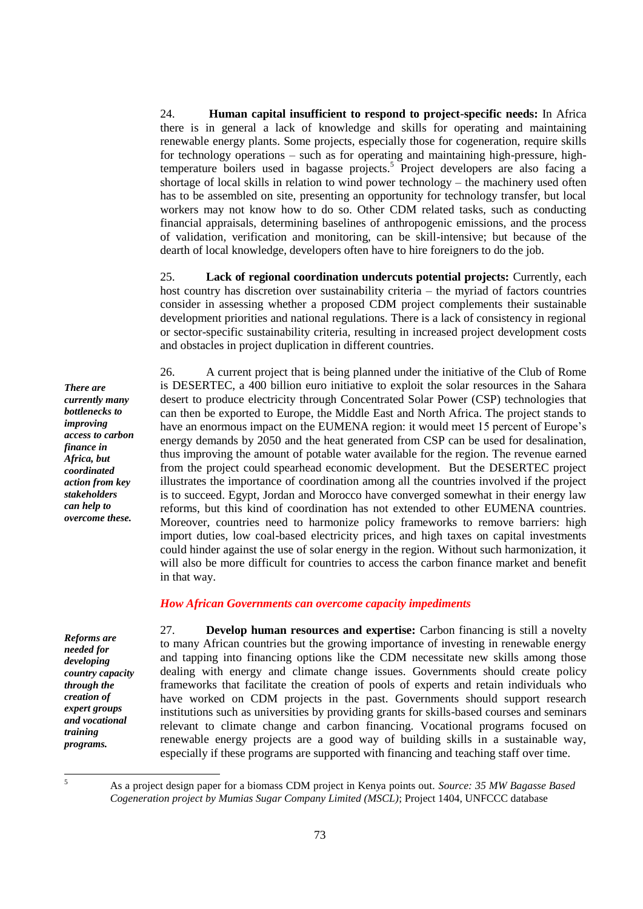24. **Human capital insufficient to respond to project-specific needs:** In Africa there is in general a lack of knowledge and skills for operating and maintaining renewable energy plants. Some projects, especially those for cogeneration, require skills for technology operations – such as for operating and maintaining high-pressure, high-temperature boilers used in bagasse projects.[5] Project developers are also facing a shortage of local skills in relation to wind power technology – the machinery used often has to be assembled on site, presenting an opportunity for technology transfer, but local workers may not know how to do so. Other CDM related tasks, such as conducting financial appraisals, determining baselines of anthropogenic emissions, and the process of validation, verification and monitoring, can be skill-intensive; but because of the dearth of local knowledge, developers often have to hire foreigners to do the job.

25. **Lack of regional coordination undercuts potential projects:** Currently, each host country has discretion over sustainability criteria – the myriad of factors countries consider in assessing whether a proposed CDM project complements their sustainable development priorities and national regulations. There is a lack of consistency in regional or sector-specific sustainability criteria, resulting in increased project development costs and obstacles in project duplication in different countries.

***There are currently many bottlenecks to improving access to carbon finance in Africa, but coordinated action from key stakeholders can help to overcome these.***

26. A current project that is being planned under the initiative of the Club of Rome is DESERTEC, a 400 billion euro initiative to exploit the solar resources in the Sahara desert to produce electricity through Concentrated Solar Power (CSP) technologies that can then be exported to Europe, the Middle East and North Africa. The project stands to have an enormous impact on the EUMENA region: it would meet 15 percent of Europe's energy demands by 2050 and the heat generated from CSP can be used for desalination, thus improving the amount of potable water available for the region. The revenue earned from the project could spearhead economic development. But the DESERTEC project illustrates the importance of coordination among all the countries involved if the project is to succeed. Egypt, Jordan and Morocco have converged somewhat in their energy law reforms, but this kind of coordination has not extended to other EUMENA countries. Moreover, countries need to harmonize policy frameworks to remove barriers: high import duties, low coal-based electricity prices, and high taxes on capital investments could hinder against the use of solar energy in the region. Without such harmonization, it will also be more difficult for countries to access the carbon finance market and benefit in that way.

### *How African Governments can overcome capacity impediments*

***Reforms are needed for developing country capacity through the creation of expert groups and vocational training programs.***

27. **Develop human resources and expertise:** Carbon financing is still a novelty to many African countries but the growing importance of investing in renewable energy and tapping into financing options like the CDM necessitate new skills among those dealing with energy and climate change issues. Governments should create policy frameworks that facilitate the creation of pools of experts and retain individuals who have worked on CDM projects in the past. Governments should support research institutions such as universities by providing grants for skills-based courses and seminars relevant to climate change and carbon financing. Vocational programs focused on renewable energy projects are a good way of building skills in a sustainable way, especially if these programs are supported with financing and teaching staff over time.

---

[5] As a project design paper for a biomass CDM project in Kenya points out. *Source: 35 MW Bagasse Based Cogeneration project by Mumias Sugar Company Limited (MSCL)*; Project 1404, UNFCCC database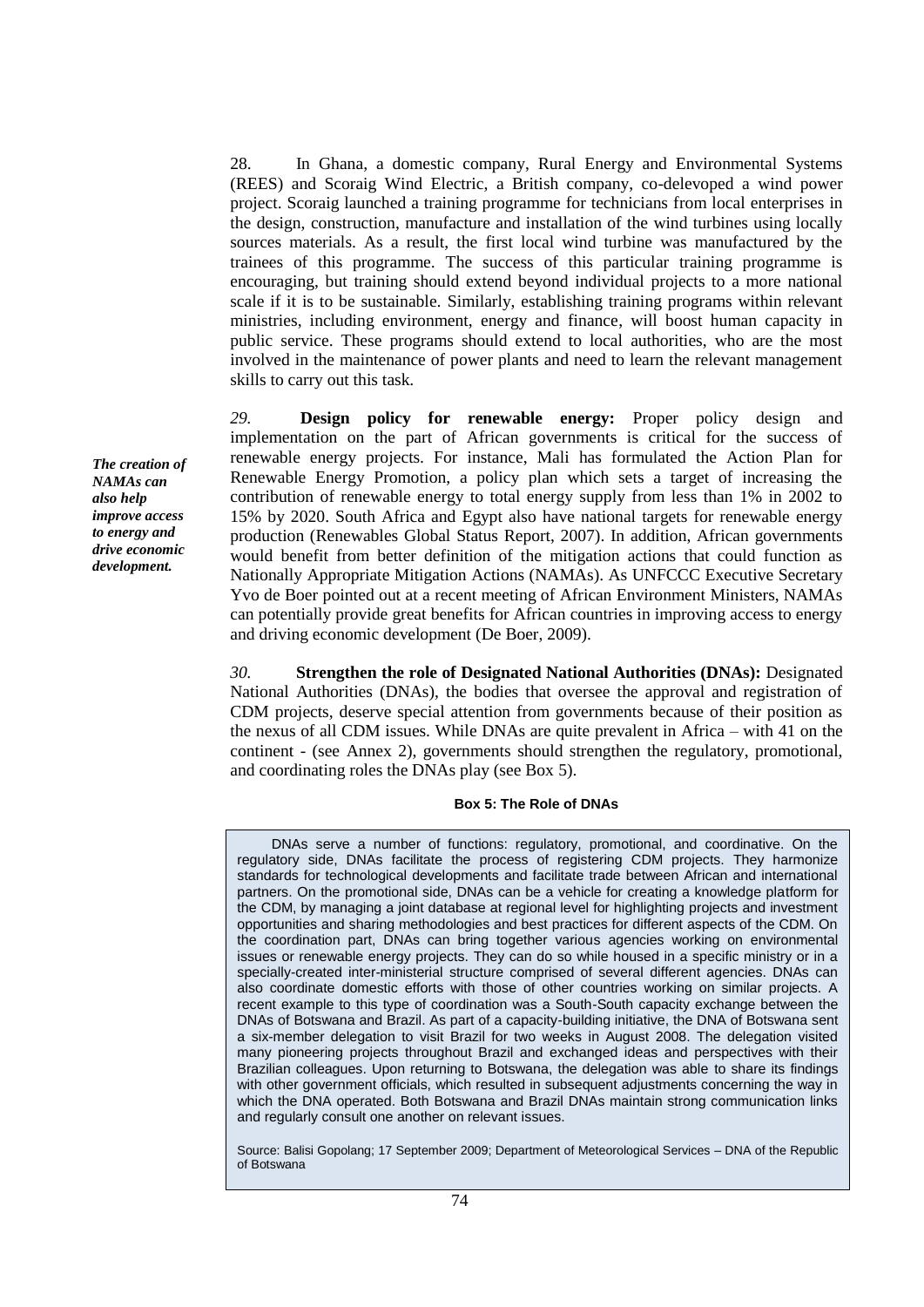28. In Ghana, a domestic company, Rural Energy and Environmental Systems (REES) and Scoraig Wind Electric, a British company, co-delevoped a wind power project. Scoraig launched a training programme for technicians from local enterprises in the design, construction, manufacture and installation of the wind turbines using locally sources materials. As a result, the first local wind turbine was manufactured by the trainees of this programme. The success of this particular training programme is encouraging, but training should extend beyond individual projects to a more national scale if it is to be sustainable. Similarly, establishing training programs within relevant ministries, including environment, energy and finance, will boost human capacity in public service. These programs should extend to local authorities, who are the most involved in the maintenance of power plants and need to learn the relevant management skills to carry out this task.

***The creation of NAMAs can also help improve access to energy and drive economic development.***

*29.* **Design policy for renewable energy:** Proper policy design and implementation on the part of African governments is critical for the success of renewable energy projects. For instance, Mali has formulated the Action Plan for Renewable Energy Promotion, a policy plan which sets a target of increasing the contribution of renewable energy to total energy supply from less than 1% in 2002 to 15% by 2020. South Africa and Egypt also have national targets for renewable energy production (Renewables Global Status Report, 2007). In addition, African governments would benefit from better definition of the mitigation actions that could function as Nationally Appropriate Mitigation Actions (NAMAs). As UNFCCC Executive Secretary Yvo de Boer pointed out at a recent meeting of African Environment Ministers, NAMAs can potentially provide great benefits for African countries in improving access to energy and driving economic development (De Boer, 2009).

*30.* **Strengthen the role of Designated National Authorities (DNAs):** Designated National Authorities (DNAs), the bodies that oversee the approval and registration of CDM projects, deserve special attention from governments because of their position as the nexus of all CDM issues. While DNAs are quite prevalent in Africa – with 41 on the continent - (see Annex 2), governments should strengthen the regulatory, promotional, and coordinating roles the DNAs play (see Box 5).

**Box 5: The Role of DNAs**

DNAs serve a number of functions: regulatory, promotional, and coordinative. On the regulatory side, DNAs facilitate the process of registering CDM projects. They harmonize standards for technological developments and facilitate trade between African and international partners. On the promotional side, DNAs can be a vehicle for creating a knowledge platform for the CDM, by managing a joint database at regional level for highlighting projects and investment opportunities and sharing methodologies and best practices for different aspects of the CDM. On the coordination part, DNAs can bring together various agencies working on environmental issues or renewable energy projects. They can do so while housed in a specific ministry or in a specially-created inter-ministerial structure comprised of several different agencies. DNAs can also coordinate domestic efforts with those of other countries working on similar projects. A recent example to this type of coordination was a South-South capacity exchange between the DNAs of Botswana and Brazil. As part of a capacity-building initiative, the DNA of Botswana sent a six-member delegation to visit Brazil for two weeks in August 2008. The delegation visited many pioneering projects throughout Brazil and exchanged ideas and perspectives with their Brazilian colleagues. Upon returning to Botswana, the delegation was able to share its findings with other government officials, which resulted in subsequent adjustments concerning the way in which the DNA operated. Both Botswana and Brazil DNAs maintain strong communication links and regularly consult one another on relevant issues.

Source: Balisi Gopolang; 17 September 2009; Department of Meteorological Services – DNA of the Republic of Botswana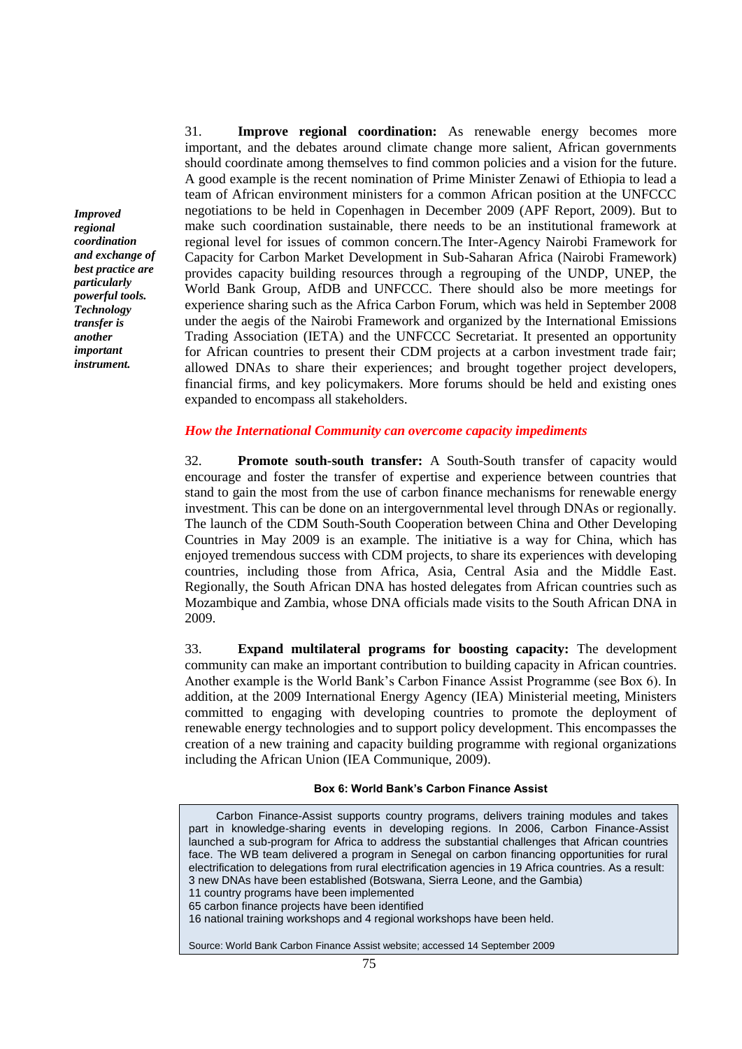*Improved regional coordination and exchange of best practice are particularly powerful tools. Technology transfer is another important instrument.*

31. **Improve regional coordination:** As renewable energy becomes more important, and the debates around climate change more salient, African governments should coordinate among themselves to find common policies and a vision for the future. A good example is the recent nomination of Prime Minister Zenawi of Ethiopia to lead a team of African environment ministers for a common African position at the UNFCCC negotiations to be held in Copenhagen in December 2009 (APF Report, 2009). But to make such coordination sustainable, there needs to be an institutional framework at regional level for issues of common concern.The Inter-Agency Nairobi Framework for Capacity for Carbon Market Development in Sub-Saharan Africa (Nairobi Framework) provides capacity building resources through a regrouping of the UNDP, UNEP, the World Bank Group, AfDB and UNFCCC. There should also be more meetings for experience sharing such as the Africa Carbon Forum, which was held in September 2008 under the aegis of the Nairobi Framework and organized by the International Emissions Trading Association (IETA) and the UNFCCC Secretariat. It presented an opportunity for African countries to present their CDM projects at a carbon investment trade fair; allowed DNAs to share their experiences; and brought together project developers, financial firms, and key policymakers. More forums should be held and existing ones expanded to encompass all stakeholders.

### *How the International Community can overcome capacity impediments*

32. **Promote south-south transfer:** A South-South transfer of capacity would encourage and foster the transfer of expertise and experience between countries that stand to gain the most from the use of carbon finance mechanisms for renewable energy investment. This can be done on an intergovernmental level through DNAs or regionally. The launch of the CDM South-South Cooperation between China and Other Developing Countries in May 2009 is an example. The initiative is a way for China, which has enjoyed tremendous success with CDM projects, to share its experiences with developing countries, including those from Africa, Asia, Central Asia and the Middle East. Regionally, the South African DNA has hosted delegates from African countries such as Mozambique and Zambia, whose DNA officials made visits to the South African DNA in 2009.

33. **Expand multilateral programs for boosting capacity:** The development community can make an important contribution to building capacity in African countries. Another example is the World Bank's Carbon Finance Assist Programme (see Box 6). In addition, at the 2009 International Energy Agency (IEA) Ministerial meeting, Ministers committed to engaging with developing countries to promote the deployment of renewable energy technologies and to support policy development. This encompasses the creation of a new training and capacity building programme with regional organizations including the African Union (IEA Communique, 2009).

**Box 6: World Bank's Carbon Finance Assist**

Carbon Finance-Assist supports country programs, delivers training modules and takes part in knowledge-sharing events in developing regions. In 2006, Carbon Finance-Assist launched a sub-program for Africa to address the substantial challenges that African countries face. The WB team delivered a program in Senegal on carbon financing opportunities for rural electrification to delegations from rural electrification agencies in 19 Africa countries. As a result:
3 new DNAs have been established (Botswana, Sierra Leone, and the Gambia)
11 country programs have been implemented
65 carbon finance projects have been identified
16 national training workshops and 4 regional workshops have been held.

Source: World Bank Carbon Finance Assist website; accessed 14 September 2009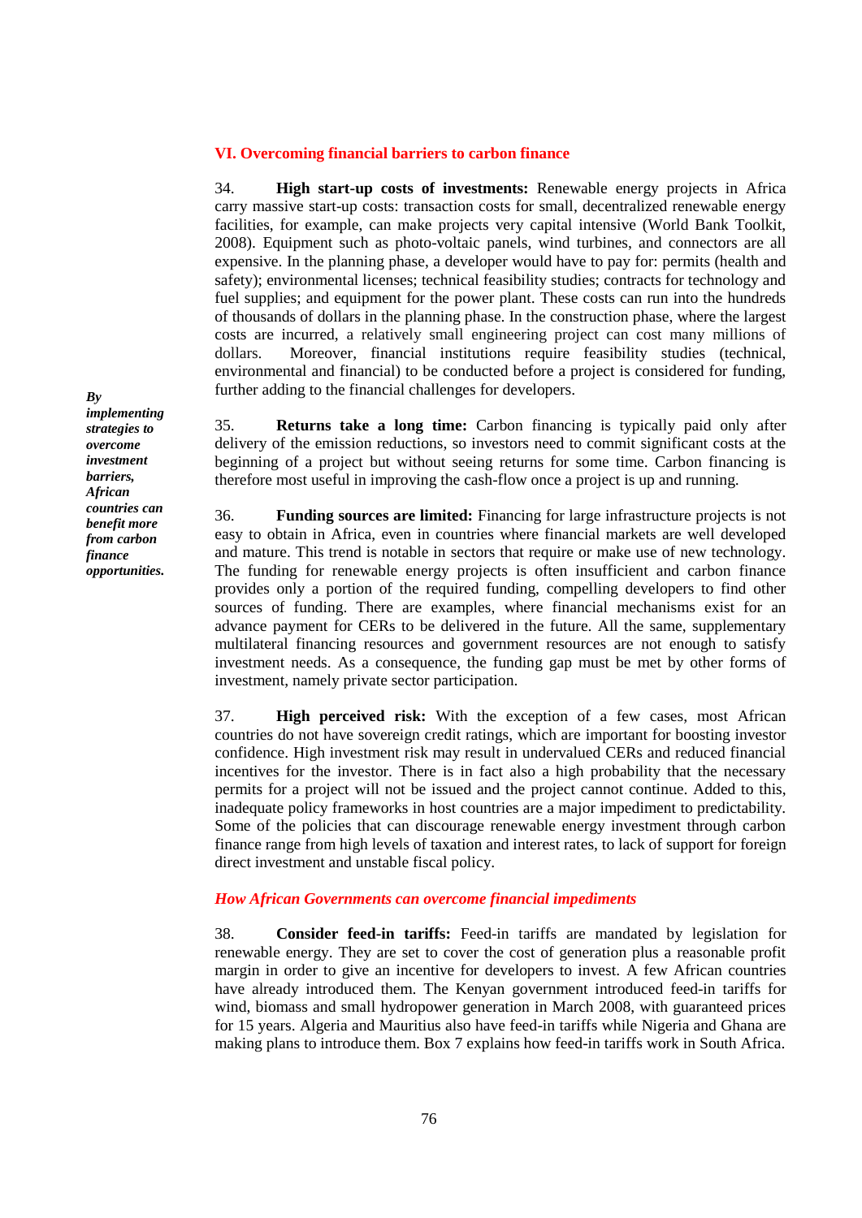## VI. Overcoming financial barriers to carbon finance

34. **High start-up costs of investments:** Renewable energy projects in Africa carry massive start-up costs: transaction costs for small, decentralized renewable energy facilities, for example, can make projects very capital intensive (World Bank Toolkit, 2008). Equipment such as photo-voltaic panels, wind turbines, and connectors are all expensive. In the planning phase, a developer would have to pay for: permits (health and safety); environmental licenses; technical feasibility studies; contracts for technology and fuel supplies; and equipment for the power plant. These costs can run into the hundreds of thousands of dollars in the planning phase. In the construction phase, where the largest costs are incurred, a relatively small engineering project can cost many millions of dollars. Moreover, financial institutions require feasibility studies (technical, environmental and financial) to be conducted before a project is considered for funding, further adding to the financial challenges for developers.

***By implementing strategies to overcome investment barriers, African countries can benefit more from carbon finance opportunities.***

35. **Returns take a long time:** Carbon financing is typically paid only after delivery of the emission reductions, so investors need to commit significant costs at the beginning of a project but without seeing returns for some time. Carbon financing is therefore most useful in improving the cash-flow once a project is up and running.

36. **Funding sources are limited:** Financing for large infrastructure projects is not easy to obtain in Africa, even in countries where financial markets are well developed and mature. This trend is notable in sectors that require or make use of new technology. The funding for renewable energy projects is often insufficient and carbon finance provides only a portion of the required funding, compelling developers to find other sources of funding. There are examples, where financial mechanisms exist for an advance payment for CERs to be delivered in the future. All the same, supplementary multilateral financing resources and government resources are not enough to satisfy investment needs. As a consequence, the funding gap must be met by other forms of investment, namely private sector participation.

37. **High perceived risk:** With the exception of a few cases, most African countries do not have sovereign credit ratings, which are important for boosting investor confidence. High investment risk may result in undervalued CERs and reduced financial incentives for the investor. There is in fact also a high probability that the necessary permits for a project will not be issued and the project cannot continue. Added to this, inadequate policy frameworks in host countries are a major impediment to predictability. Some of the policies that can discourage renewable energy investment through carbon finance range from high levels of taxation and interest rates, to lack of support for foreign direct investment and unstable fiscal policy.

### *How African Governments can overcome financial impediments*

38. **Consider feed-in tariffs:** Feed-in tariffs are mandated by legislation for renewable energy. They are set to cover the cost of generation plus a reasonable profit margin in order to give an incentive for developers to invest. A few African countries have already introduced them. The Kenyan government introduced feed-in tariffs for wind, biomass and small hydropower generation in March 2008, with guaranteed prices for 15 years. Algeria and Mauritius also have feed-in tariffs while Nigeria and Ghana are making plans to introduce them. Box 7 explains how feed-in tariffs work in South Africa.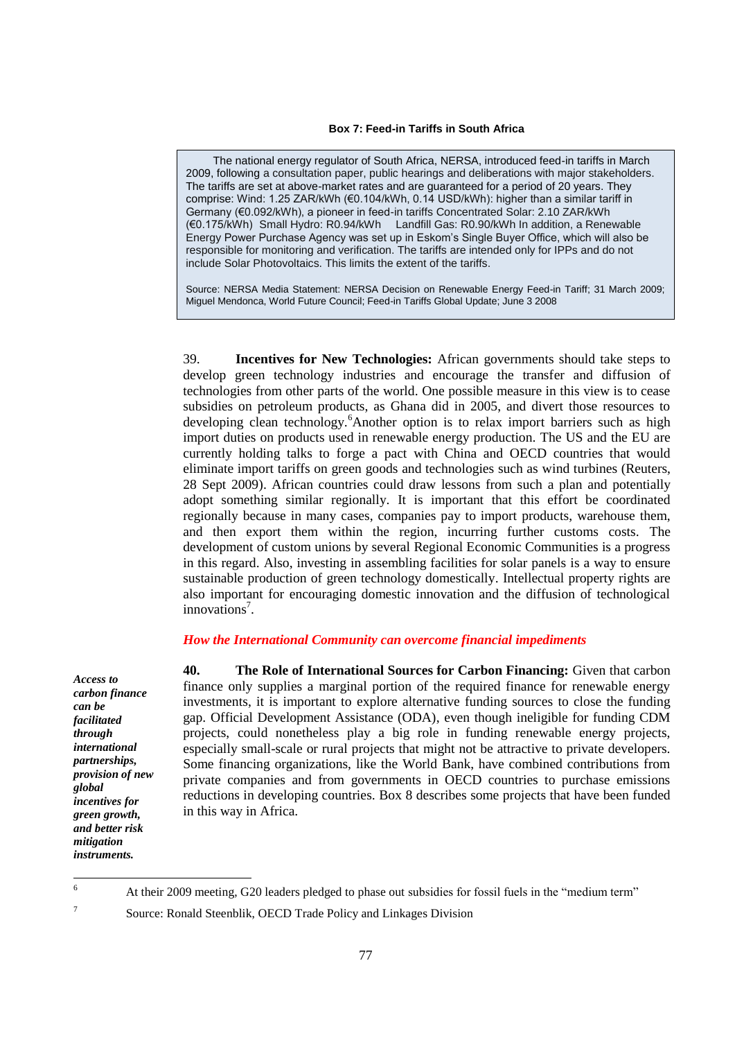**Box 7: Feed-in Tariffs in South Africa**

> The national energy regulator of South Africa, NERSA, introduced feed-in tariffs in March 2009, following a consultation paper, public hearings and deliberations with major stakeholders. The tariffs are set at above-market rates and are guaranteed for a period of 20 years. They comprise: Wind: 1.25 ZAR/kWh (€0.104/kWh, 0.14 USD/kWh): higher than a similar tariff in Germany (€0.092/kWh), a pioneer in feed-in tariffs Concentrated Solar: 2.10 ZAR/kWh (€0.175/kWh) Small Hydro: R0.94/kWh Landfill Gas: R0.90/kWh In addition, a Renewable Energy Power Purchase Agency was set up in Eskom's Single Buyer Office, which will also be responsible for monitoring and verification. The tariffs are intended only for IPPs and do not include Solar Photovoltaics. This limits the extent of the tariffs.
>
> Source: NERSA Media Statement: NERSA Decision on Renewable Energy Feed-in Tariff; 31 March 2009; Miguel Mendonca, World Future Council; Feed-in Tariffs Global Update; June 3 2008

39. **Incentives for New Technologies:** African governments should take steps to develop green technology industries and encourage the transfer and diffusion of technologies from other parts of the world. One possible measure in this view is to cease subsidies on petroleum products, as Ghana did in 2005, and divert those resources to developing clean technology.[6] Another option is to relax import barriers such as high import duties on products used in renewable energy production. The US and the EU are currently holding talks to forge a pact with China and OECD countries that would eliminate import tariffs on green goods and technologies such as wind turbines (Reuters, 28 Sept 2009). African countries could draw lessons from such a plan and potentially adopt something similar regionally. It is important that this effort be coordinated regionally because in many cases, companies pay to import products, warehouse them, and then export them within the region, incurring further customs costs. The development of custom unions by several Regional Economic Communities is a progress in this regard. Also, investing in assembling facilities for solar panels is a way to ensure sustainable production of green technology domestically. Intellectual property rights are also important for encouraging domestic innovation and the diffusion of technological innovations[7].

### *How the International Community can overcome financial impediments*

***Access to carbon finance can be facilitated through international partnerships, provision of new global incentives for green growth, and better risk mitigation instruments.***

**40. The Role of International Sources for Carbon Financing:** Given that carbon finance only supplies a marginal portion of the required finance for renewable energy investments, it is important to explore alternative funding sources to close the funding gap. Official Development Assistance (ODA), even though ineligible for funding CDM projects, could nonetheless play a big role in funding renewable energy projects, especially small-scale or rural projects that might not be attractive to private developers. Some financing organizations, like the World Bank, have combined contributions from private companies and from governments in OECD countries to purchase emissions reductions in developing countries. Box 8 describes some projects that have been funded in this way in Africa.

---

[6] At their 2009 meeting, G20 leaders pledged to phase out subsidies for fossil fuels in the "medium term"

[7] Source: Ronald Steenblik, OECD Trade Policy and Linkages Division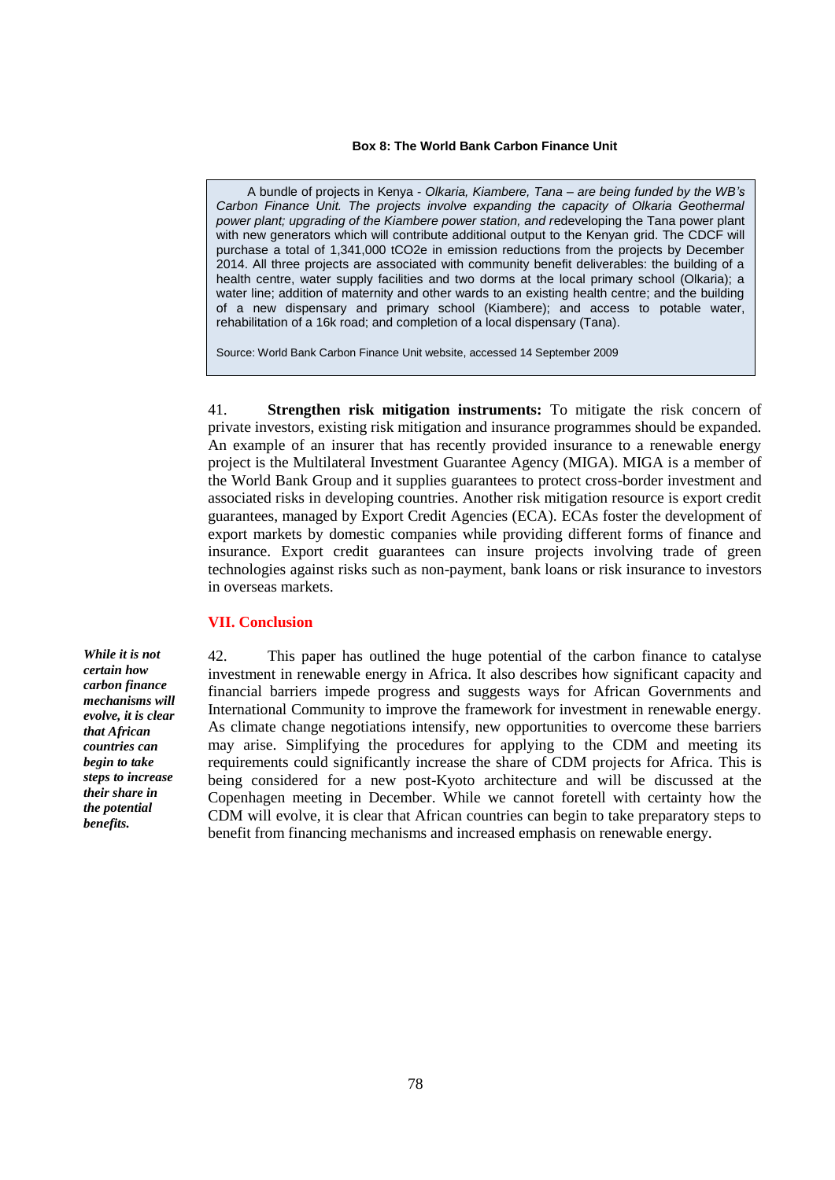**Box 8: The World Bank Carbon Finance Unit**

> A bundle of projects in Kenya - *Olkaria, Kiambere, Tana – are being funded by the WB's Carbon Finance Unit. The projects involve expanding the capacity of Olkaria Geothermal power plant; upgrading of the Kiambere power station, and r*edeveloping the Tana power plant with new generators which will contribute additional output to the Kenyan grid. The CDCF will purchase a total of 1,341,000 tCO2e in emission reductions from the projects by December 2014. All three projects are associated with community benefit deliverables: the building of a health centre, water supply facilities and two dorms at the local primary school (Olkaria); a water line; addition of maternity and other wards to an existing health centre; and the building of a new dispensary and primary school (Kiambere); and access to potable water, rehabilitation of a 16k road; and completion of a local dispensary (Tana).
>
> Source: World Bank Carbon Finance Unit website, accessed 14 September 2009

41. **Strengthen risk mitigation instruments:** To mitigate the risk concern of private investors, existing risk mitigation and insurance programmes should be expanded. An example of an insurer that has recently provided insurance to a renewable energy project is the Multilateral Investment Guarantee Agency (MIGA). MIGA is a member of the World Bank Group and it supplies guarantees to protect cross-border investment and associated risks in developing countries. Another risk mitigation resource is export credit guarantees, managed by Export Credit Agencies (ECA). ECAs foster the development of export markets by domestic companies while providing different forms of finance and insurance. Export credit guarantees can insure projects involving trade of green technologies against risks such as non-payment, bank loans or risk insurance to investors in overseas markets.

## VII. Conclusion

***While it is not certain how carbon finance mechanisms will evolve, it is clear that African countries can begin to take steps to increase their share in the potential benefits.***

42. This paper has outlined the huge potential of the carbon finance to catalyse investment in renewable energy in Africa. It also describes how significant capacity and financial barriers impede progress and suggests ways for African Governments and International Community to improve the framework for investment in renewable energy. As climate change negotiations intensify, new opportunities to overcome these barriers may arise. Simplifying the procedures for applying to the CDM and meeting its requirements could significantly increase the share of CDM projects for Africa. This is being considered for a new post-Kyoto architecture and will be discussed at the Copenhagen meeting in December. While we cannot foretell with certainty how the CDM will evolve, it is clear that African countries can begin to take preparatory steps to benefit from financing mechanisms and increased emphasis on renewable energy.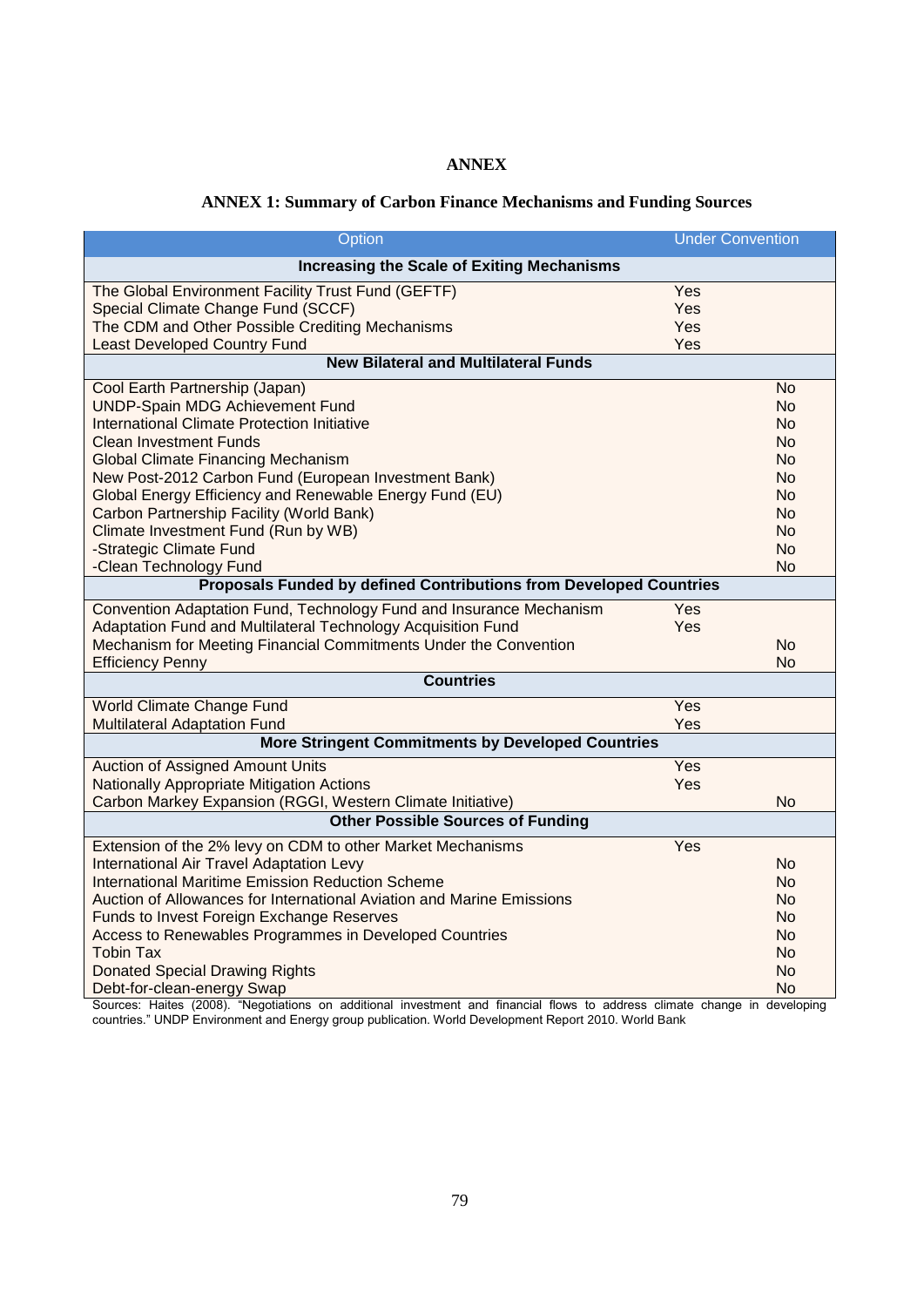# ANNEX

## ANNEX 1: Summary of Carbon Finance Mechanisms and Funding Sources

| Option | Under Convention | |
|---|---|---|
| **Increasing the Scale of Exiting Mechanisms** | | |
| The Global Environment Facility Trust Fund (GEFTF) | Yes | |
| Special Climate Change Fund (SCCF) | Yes | |
| The CDM and Other Possible Crediting Mechanisms | Yes | |
| Least Developed Country Fund | Yes | |
| **New Bilateral and Multilateral Funds** | | |
| Cool Earth Partnership (Japan) | | No |
| UNDP-Spain MDG Achievement Fund | | No |
| International Climate Protection Initiative | | No |
| Clean Investment Funds | | No |
| Global Climate Financing Mechanism | | No |
| New Post-2012 Carbon Fund (European Investment Bank) | | No |
| Global Energy Efficiency and Renewable Energy Fund (EU) | | No |
| Carbon Partnership Facility (World Bank) | | No |
| Climate Investment Fund (Run by WB) | | No |
| -Strategic Climate Fund | | No |
| -Clean Technology Fund | | No |
| **Proposals Funded by defined Contributions from Developed Countries** | | |
| Convention Adaptation Fund, Technology Fund and Insurance Mechanism | Yes | |
| Adaptation Fund and Multilateral Technology Acquisition Fund | Yes | |
| Mechanism for Meeting Financial Commitments Under the Convention | | No |
| Efficiency Penny | | No |
| **Countries** | | |
| World Climate Change Fund | Yes | |
| Multilateral Adaptation Fund | Yes | |
| **More Stringent Commitments by Developed Countries** | | |
| Auction of Assigned Amount Units | Yes | |
| Nationally Appropriate Mitigation Actions | Yes | |
| Carbon Markey Expansion (RGGI, Western Climate Initiative) | | No |
| **Other Possible Sources of Funding** | | |
| Extension of the 2% levy on CDM to other Market Mechanisms | Yes | |
| International Air Travel Adaptation Levy | | No |
| International Maritime Emission Reduction Scheme | | No |
| Auction of Allowances for International Aviation and Marine Emissions | | No |
| Funds to Invest Foreign Exchange Reserves | | No |
| Access to Renewables Programmes in Developed Countries | | No |
| Tobin Tax | | No |
| Donated Special Drawing Rights | | No |
| Debt-for-clean-energy Swap | | No |

Sources: Haites (2008). "Negotiations on additional investment and financial flows to address climate change in developing countries." UNDP Environment and Energy group publication. World Development Report 2010. World Bank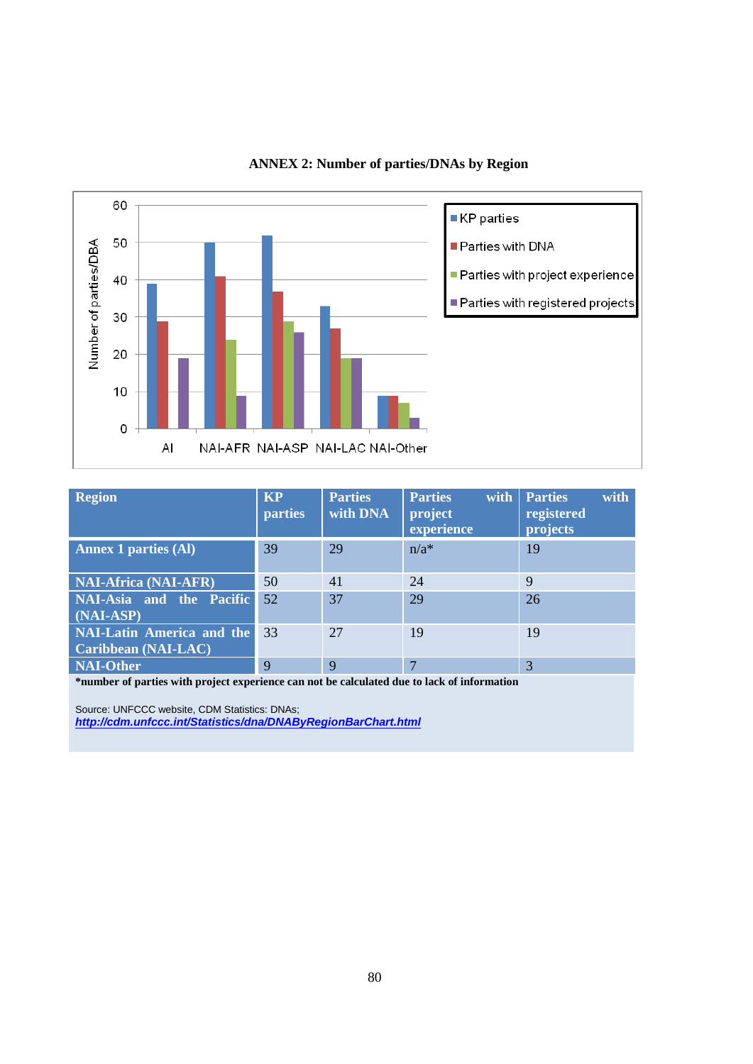**ANNEX 2: Number of parties/DNAs by Region**

| Region | KP parties | Parties with DNA | Parties with project experience | Parties with registered projects |
|---|---|---|---|---|
| Annex 1 parties (AI) | 39 | 29 | n/a* | 19 |
| NAI-Africa (NAI-AFR) | 50 | 41 | 24 | 9 |
| NAI-Asia and the Pacific (NAI-ASP) | 52 | 37 | 29 | 26 |
| NAI-Latin America and the Caribbean (NAI-LAC) | 33 | 27 | 19 | 19 |
| NAI-Other | 9 | 9 | 7 | 3 |

**\*number of parties with project experience can not be calculated due to lack of information**

Source: UNFCCC website, CDM Statistics: DNAs;
***http://cdm.unfccc.int/Statistics/dna/DNAByRegionBarChart.html***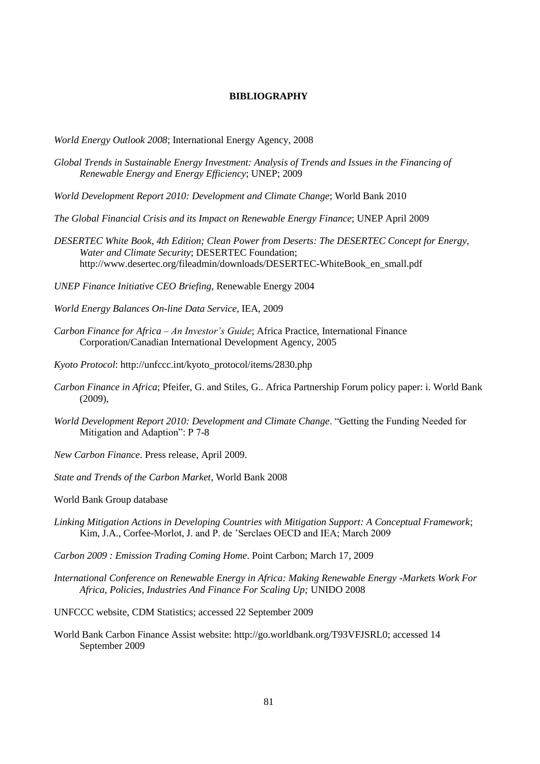## BIBLIOGRAPHY

*World Energy Outlook 2008*; International Energy Agency, 2008

*Global Trends in Sustainable Energy Investment: Analysis of Trends and Issues in the Financing of Renewable Energy and Energy Efficiency*; UNEP; 2009

*World Development Report 2010: Development and Climate Change*; World Bank 2010

*The Global Financial Crisis and its Impact on Renewable Energy Finance*; UNEP April 2009

*DESERTEC White Book, 4th Edition; Clean Power from Deserts: The DESERTEC Concept for Energy, Water and Climate Security*; DESERTEC Foundation; http://www.desertec.org/fileadmin/downloads/DESERTEC-WhiteBook_en_small.pdf

*UNEP Finance Initiative CEO Briefing*, Renewable Energy 2004

*World Energy Balances On-line Data Service*, IEA, 2009

*Carbon Finance for Africa – An Investor's Guide*; Africa Practice, International Finance Corporation/Canadian International Development Agency, 2005

*Kyoto Protocol*: http://unfccc.int/kyoto_protocol/items/2830.php

*Carbon Finance in Africa*; Pfeifer, G. and Stiles, G.. Africa Partnership Forum policy paper: i. World Bank (2009),

*World Development Report 2010: Development and Climate Change*. "Getting the Funding Needed for Mitigation and Adaption": P 7-8

*New Carbon Finance*. Press release, April 2009.

*State and Trends of the Carbon Market*, World Bank 2008

World Bank Group database

*Linking Mitigation Actions in Developing Countries with Mitigation Support: A Conceptual Framework*; Kim, J.A., Corfee-Morlot, J. and P. de 'Serclaes OECD and IEA; March 2009

*Carbon 2009 : Emission Trading Coming Home*. Point Carbon; March 17, 2009

*International Conference on Renewable Energy in Africa: Making Renewable Energy -Markets Work For Africa, Policies, Industries And Finance For Scaling Up;* UNIDO 2008

UNFCCC website, CDM Statistics; accessed 22 September 2009

World Bank Carbon Finance Assist website: http://go.worldbank.org/T93VFJSRL0; accessed 14 September 2009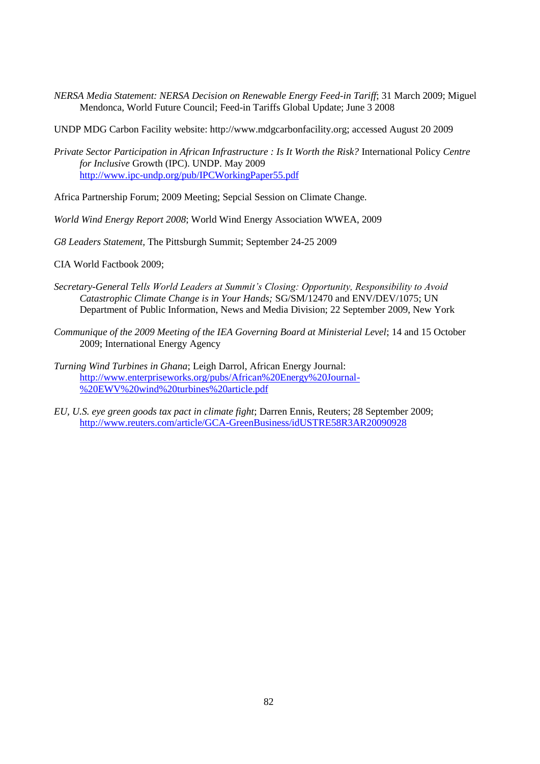*NERSA Media Statement: NERSA Decision on Renewable Energy Feed-in Tariff*; 31 March 2009; Miguel Mendonca, World Future Council; Feed-in Tariffs Global Update; June 3 2008

UNDP MDG Carbon Facility website: http://www.mdgcarbonfacility.org; accessed August 20 2009

*Private Sector Participation in African Infrastructure : Is It Worth the Risk?* International Policy *Centre for Inclusive* Growth (IPC). UNDP. May 2009 http://www.ipc-undp.org/pub/IPCWorkingPaper55.pdf

Africa Partnership Forum; 2009 Meeting; Sepcial Session on Climate Change.

*World Wind Energy Report 2008*; World Wind Energy Association WWEA, 2009

*G8 Leaders Statement*, The Pittsburgh Summit; September 24-25 2009

CIA World Factbook 2009;

*Secretary-General Tells World Leaders at Summit's Closing: Opportunity, Responsibility to Avoid Catastrophic Climate Change is in Your Hands;* SG/SM/12470 and ENV/DEV/1075; UN Department of Public Information, News and Media Division; 22 September 2009, New York

*Communique of the 2009 Meeting of the IEA Governing Board at Ministerial Level*; 14 and 15 October 2009; International Energy Agency

*Turning Wind Turbines in Ghana*; Leigh Darrol, African Energy Journal: http://www.enterpriseworks.org/pubs/African%20Energy%20Journal-%20EWV%20wind%20turbines%20article.pdf

*EU, U.S. eye green goods tax pact in climate fight*; Darren Ennis, Reuters; 28 September 2009; http://www.reuters.com/article/GCA-GreenBusiness/idUSTRE58R3AR20090928